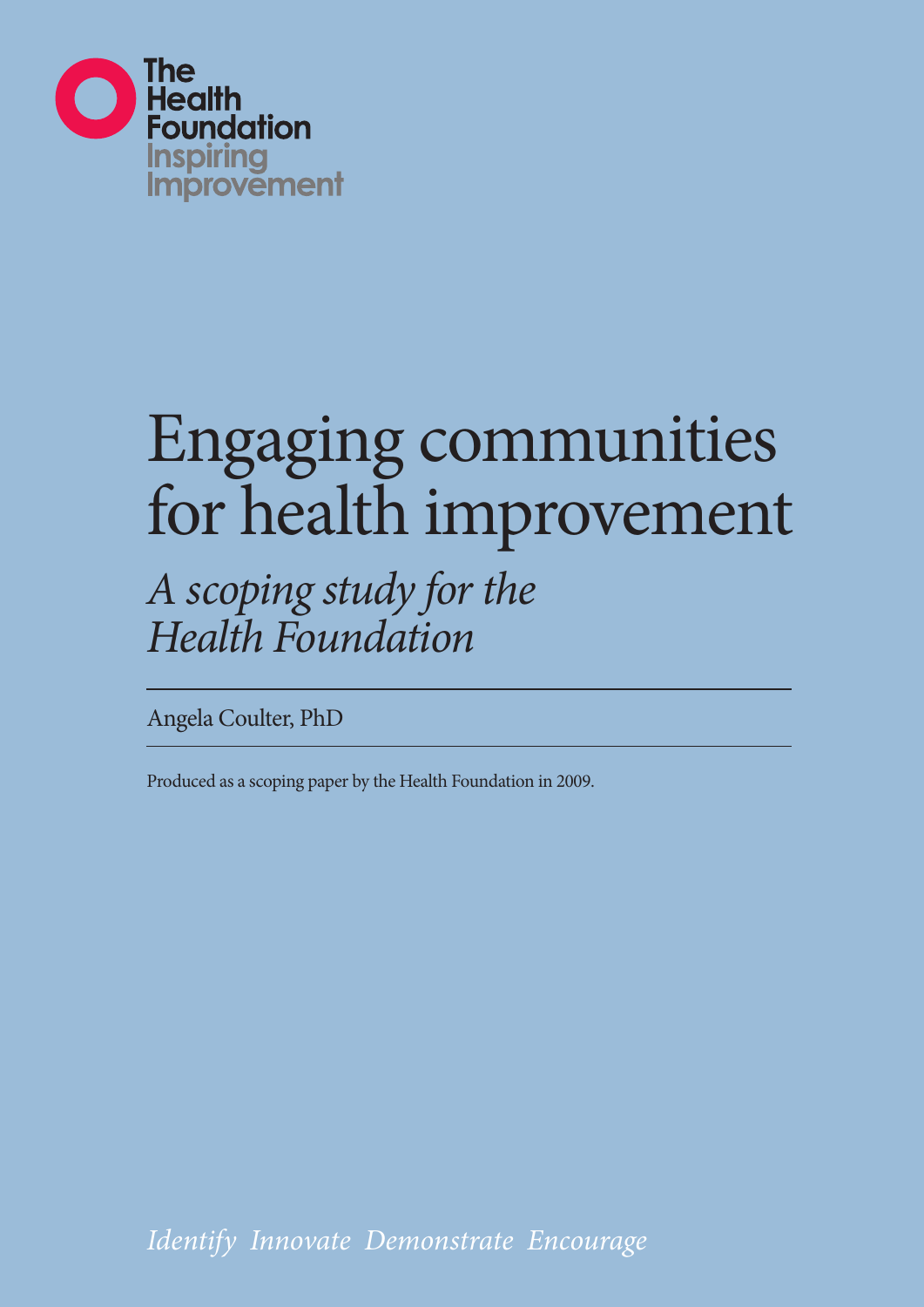The Health Foundation
Inspiring Improvement

# Engaging communities for health improvement

## *A scoping study for the Health Foundation*

Angela Coulter, PhD

Produced as a scoping paper by the Health Foundation in 2009.

*Identify Innovate Demonstrate Encourage*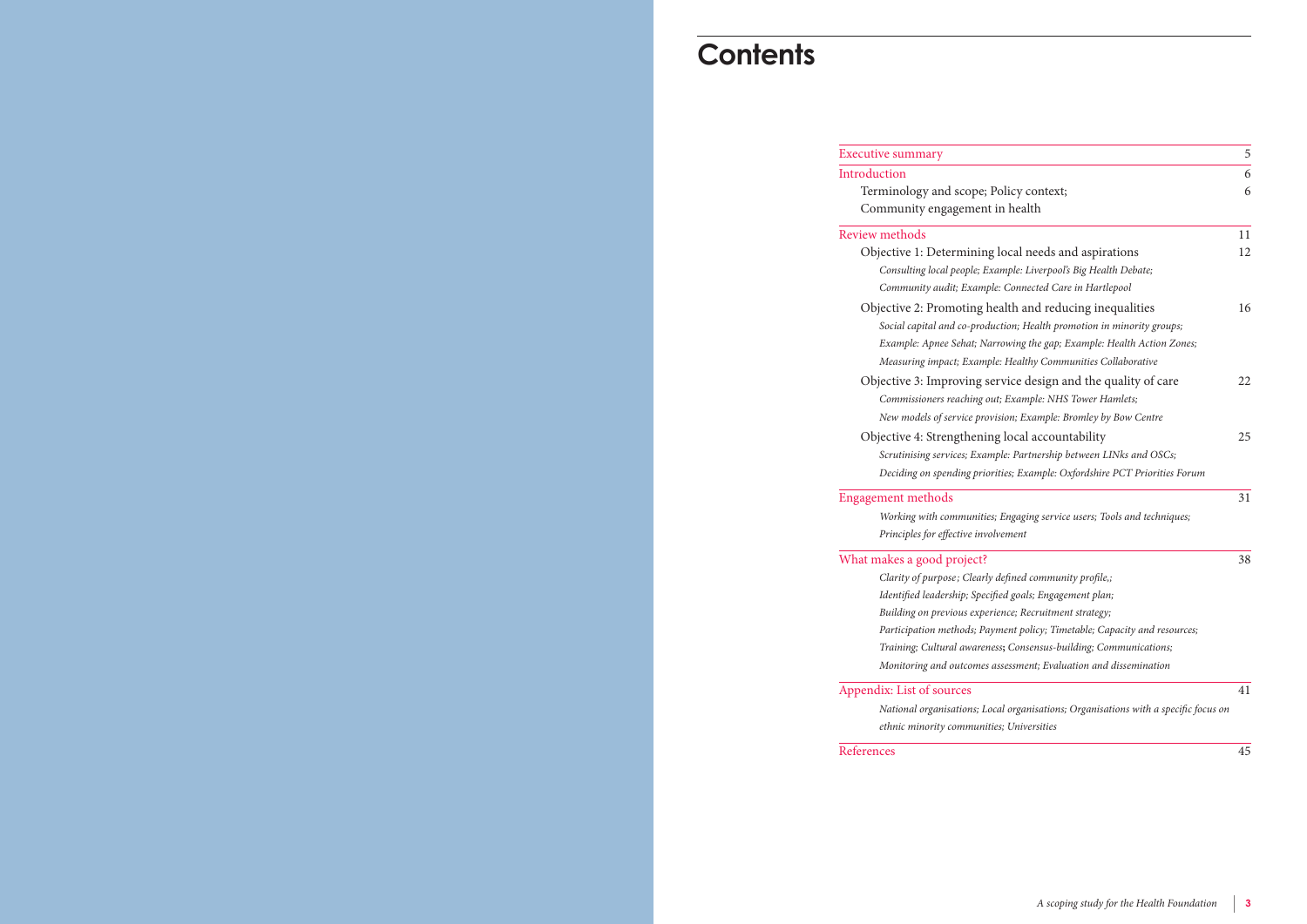# Contents

| | |
|---|---|
| Executive summary | 5 |
| Introduction | 6 |
| Terminology and scope; Policy context; Community engagement in health | 6 |
| Review methods | 11 |
| Objective 1: Determining local needs and aspirations | 12 |
| *Consulting local people; Example: Liverpool's Big Health Debate; Community audit; Example: Connected Care in Hartlepool* | |
| Objective 2: Promoting health and reducing inequalities | 16 |
| *Social capital and co-production; Health promotion in minority groups; Example: Apnee Sehat; Narrowing the gap; Example: Health Action Zones; Measuring impact; Example: Healthy Communities Collaborative* | |
| Objective 3: Improving service design and the quality of care | 22 |
| *Commissioners reaching out; Example: NHS Tower Hamlets; New models of service provision; Example: Bromley by Bow Centre* | |
| Objective 4: Strengthening local accountability | 25 |
| *Scrutinising services; Example: Partnership between LINks and OSCs; Deciding on spending priorities; Example: Oxfordshire PCT Priorities Forum* | |
| Engagement methods | 31 |
| *Working with communities; Engaging service users; Tools and techniques; Principles for effective involvement* | |
| What makes a good project? | 38 |
| *Clarity of purpose; Clearly defined community profile,; Identified leadership; Specified goals; Engagement plan; Building on previous experience; Recruitment strategy; Participation methods; Payment policy; Timetable; Capacity and resources; Training; Cultural awareness; Consensus-building; Communications; Monitoring and outcomes assessment; Evaluation and dissemination* | |
| Appendix: List of sources | 41 |
| *National organisations; Local organisations; Organisations with a specific focus on ethnic minority communities; Universities* | |
| References | 45 |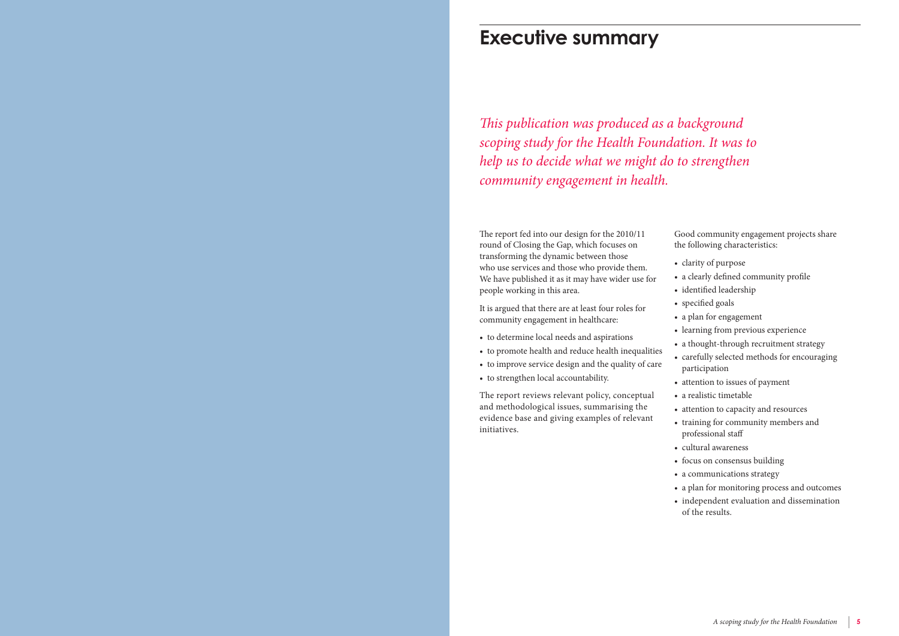# Executive summary

*This publication was produced as a background scoping study for the Health Foundation. It was to help us to decide what we might do to strengthen community engagement in health.*

The report fed into our design for the 2010/11 round of Closing the Gap, which focuses on transforming the dynamic between those who use services and those who provide them. We have published it as it may have wider use for people working in this area.

It is argued that there are at least four roles for community engagement in healthcare:

- to determine local needs and aspirations
- to promote health and reduce health inequalities
- to improve service design and the quality of care
- to strengthen local accountability.

The report reviews relevant policy, conceptual and methodological issues, summarising the evidence base and giving examples of relevant initiatives.

Good community engagement projects share the following characteristics:

- clarity of purpose
- a clearly defined community profile
- identified leadership
- specified goals
- a plan for engagement
- learning from previous experience
- a thought-through recruitment strategy
- carefully selected methods for encouraging participation
- attention to issues of payment
- a realistic timetable
- attention to capacity and resources
- training for community members and professional staff
- cultural awareness
- focus on consensus building
- a communications strategy
- a plan for monitoring process and outcomes
- independent evaluation and dissemination of the results.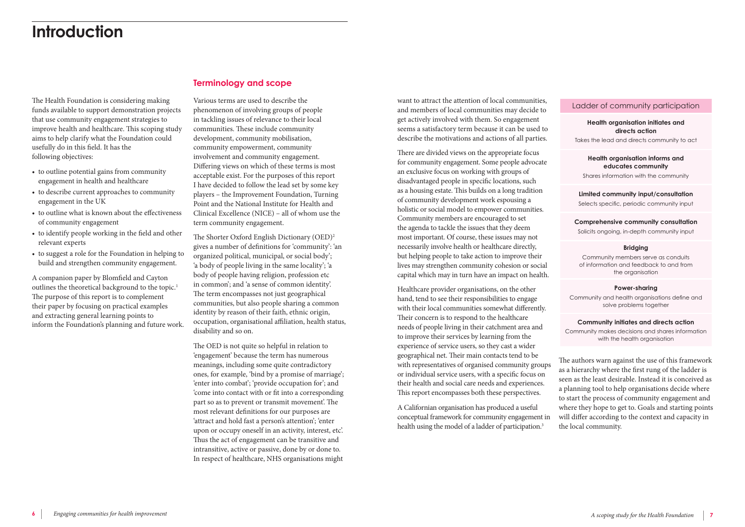# Introduction

The Health Foundation is considering making funds available to support demonstration projects that use community engagement strategies to improve health and healthcare. This scoping study aims to help clarify what the Foundation could usefully do in this field. It has the following objectives:

- to outline potential gains from community engagement in health and healthcare
- to describe current approaches to community engagement in the UK
- to outline what is known about the effectiveness of community engagement
- to identify people working in the field and other relevant experts
- to suggest a role for the Foundation in helping to build and strengthen community engagement.

A companion paper by Blomfield and Cayton outlines the theoretical background to the topic.[1] The purpose of this report is to complement their paper by focusing on practical examples and extracting general learning points to inform the Foundation's planning and future work.

## Terminology and scope

Various terms are used to describe the phenomenon of involving groups of people in tackling issues of relevance to their local communities. These include community development, community mobilisation, community empowerment, community involvement and community engagement. Differing views on which of these terms is most acceptable exist. For the purposes of this report I have decided to follow the lead set by some key players – the Improvement Foundation, Turning Point and the National Institute for Health and Clinical Excellence (NICE) – all of whom use the term community engagement.

The Shorter Oxford English Dictionary (OED)[2] gives a number of definitions for 'community': 'an organized political, municipal, or social body'; 'a body of people living in the same locality'; 'a body of people having religion, profession etc in common'; and 'a sense of common identity'. The term encompasses not just geographical communities, but also people sharing a common identity by reason of their faith, ethnic origin, occupation, organisational affiliation, health status, disability and so on.

The OED is not quite so helpful in relation to 'engagement' because the term has numerous meanings, including some quite contradictory ones, for example, 'bind by a promise of marriage'; 'enter into combat'; 'provide occupation for'; and 'come into contact with or fit into a corresponding part so as to prevent or transmit movement'. The most relevant definitions for our purposes are 'attract and hold fast a person's attention'; 'enter upon or occupy oneself in an activity, interest, etc'. Thus the act of engagement can be transitive and intransitive, active or passive, done by or done to. In respect of healthcare, NHS organisations might want to attract the attention of local communities, and members of local communities may decide to get actively involved with them. So engagement seems a satisfactory term because it can be used to describe the motivations and actions of all parties.

There are divided views on the appropriate focus for community engagement. Some people advocate an exclusive focus on working with groups of disadvantaged people in specific locations, such as a housing estate. This builds on a long tradition of community development work espousing a holistic or social model to empower communities. Community members are encouraged to set the agenda to tackle the issues that they deem most important. Of course, these issues may not necessarily involve health or healthcare directly, but helping people to take action to improve their lives may strengthen community cohesion or social capital which may in turn have an impact on health.

Healthcare provider organisations, on the other hand, tend to see their responsibilities to engage with their local communities somewhat differently. Their concern is to respond to the healthcare needs of people living in their catchment area and to improve their services by learning from the experience of service users, so they cast a wider geographical net. Their main contacts tend to be with representatives of organised community groups or individual service users, with a specific focus on their health and social care needs and experiences. This report encompasses both these perspectives.

A Californian organisation has produced a useful conceptual framework for community engagement in health using the model of a ladder of participation.[3]

### Ladder of community participation

**Health organisation initiates and directs action**
Takes the lead and directs community to act

**Health organisation informs and educates community**
Shares information with the community

**Limited community input/consultation**
Selects specific, periodic community input

**Comprehensive community consultation**
Solicits ongoing, in-depth community input

**Bridging**
Community members serve as conduits of information and feedback to and from the organisation

**Power-sharing**
Community and health organisations define and solve problems together

**Community initiates and directs action**
Community makes decisions and shares information with the health organisation

The authors warn against the use of this framework as a hierarchy where the first rung of the ladder is seen as the least desirable. Instead it is conceived as a planning tool to help organisations decide where to start the process of community engagement and where they hope to get to. Goals and starting points will differ according to the context and capacity in the local community.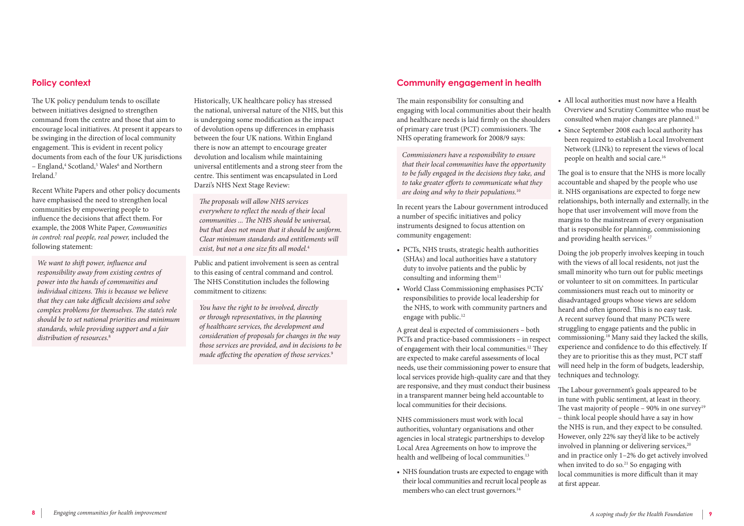## Policy context

The UK policy pendulum tends to oscillate between initiatives designed to strengthen command from the centre and those that aim to encourage local initiatives. At present it appears to be swinging in the direction of local community engagement. This is evident in recent policy documents from each of the four UK jurisdictions – England,[4] Scotland,[5] Wales[6] and Northern Ireland.[7]

Recent White Papers and other policy documents have emphasised the need to strengthen local communities by empowering people to influence the decisions that affect them. For example, the 2008 White Paper, *Communities in control: real people, real power,* included the following statement:

> *We want to shift power, influence and responsibility away from existing centres of power into the hands of communities and individual citizens. This is because we believe that they can take difficult decisions and solve complex problems for themselves. The state's role should be to set national priorities and minimum standards, while providing support and a fair distribution of resources.*[8]

Historically, UK healthcare policy has stressed the national, universal nature of the NHS, but this is undergoing some modification as the impact of devolution opens up differences in emphasis between the four UK nations. Within England there is now an attempt to encourage greater devolution and localism while maintaining universal entitlements and a strong steer from the centre. This sentiment was encapsulated in Lord Darzi's NHS Next Stage Review:

> *The proposals will allow NHS services everywhere to reflect the needs of their local communities ... The NHS should be universal, but that does not mean that it should be uniform. Clear minimum standards and entitlements will exist, but not a one size fits all model.*[4]

Public and patient involvement is seen as central to this easing of central command and control. The NHS Constitution includes the following commitment to citizens:

> *You have the right to be involved, directly or through representatives, in the planning of healthcare services, the development and consideration of proposals for changes in the way those services are provided, and in decisions to be made affecting the operation of those services.*[9]

## Community engagement in health

The main responsibility for consulting and engaging with local communities about their health and healthcare needs is laid firmly on the shoulders of primary care trust (PCT) commissioners. The NHS operating framework for 2008/9 says:

> *Commissioners have a responsibility to ensure that their local communities have the opportunity to be fully engaged in the decisions they take, and to take greater efforts to communicate what they are doing and why to their populations.*[10]

In recent years the Labour government introduced a number of specific initiatives and policy instruments designed to focus attention on community engagement:

- PCTs, NHS trusts, strategic health authorities (SHAs) and local authorities have a statutory duty to involve patients and the public by consulting and informing them[11]
- World Class Commissioning emphasises PCTs' responsibilities to provide local leadership for the NHS, to work with community partners and engage with public.[12]

A great deal is expected of commissioners – both PCTs and practice-based commissioners – in respect of engagement with their local communities.[12] They are expected to make careful assessments of local needs, use their commissioning power to ensure that local services provide high-quality care and that they are responsive, and they must conduct their business in a transparent manner being held accountable to local communities for their decisions.

NHS commissioners must work with local authorities, voluntary organisations and other agencies in local strategic partnerships to develop Local Area Agreements on how to improve the health and wellbeing of local communities.[13]

- NHS foundation trusts are expected to engage with their local communities and recruit local people as members who can elect trust governors.[14]
- All local authorities must now have a Health Overview and Scrutiny Committee who must be consulted when major changes are planned.[15]
- Since September 2008 each local authority has been required to establish a Local Involvement Network (LINk) to represent the views of local people on health and social care.[16]

The goal is to ensure that the NHS is more locally accountable and shaped by the people who use it. NHS organisations are expected to forge new relationships, both internally and externally, in the hope that user involvement will move from the margins to the mainstream of every organisation that is responsible for planning, commissioning and providing health services.[17]

Doing the job properly involves keeping in touch with the views of all local residents, not just the small minority who turn out for public meetings or volunteer to sit on committees. In particular commissioners must reach out to minority or disadvantaged groups whose views are seldom heard and often ignored. This is no easy task. A recent survey found that many PCTs were struggling to engage patients and the public in commissioning.[18] Many said they lacked the skills, experience and confidence to do this effectively. If they are to prioritise this as they must, PCT staff will need help in the form of budgets, leadership, techniques and technology.

The Labour government's goals appeared to be in tune with public sentiment, at least in theory. The vast majority of people – 90% in one survey[19] – think local people should have a say in how the NHS is run, and they expect to be consulted. However, only 22% say they'd like to be actively involved in planning or delivering services,[20] and in practice only 1–2% do get actively involved when invited to do so.[21] So engaging with local communities is more difficult than it may at first appear.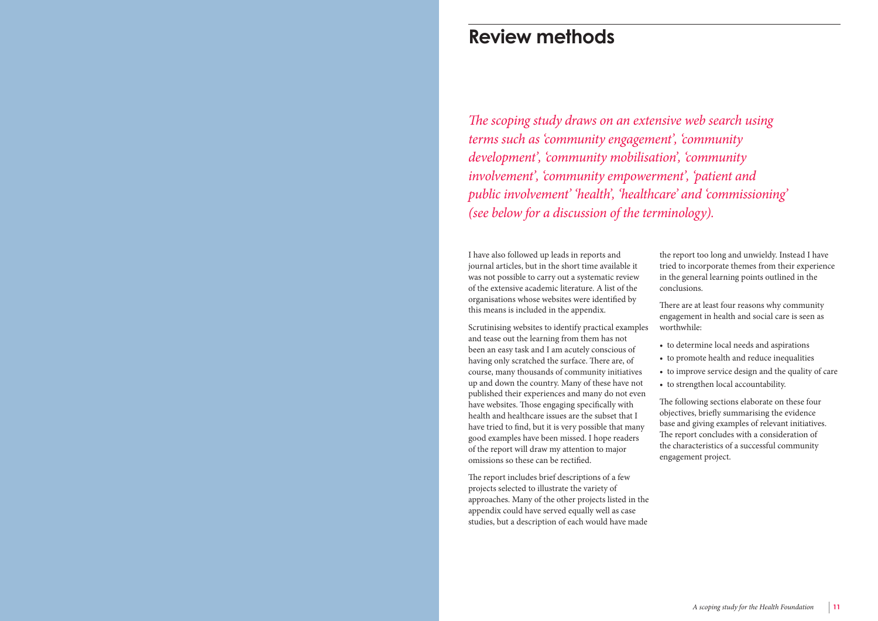# Review methods

*The scoping study draws on an extensive web search using terms such as 'community engagement', 'community development', 'community mobilisation', 'community involvement', 'community empowerment', 'patient and public involvement' 'health', 'healthcare' and 'commissioning' (see below for a discussion of the terminology).*

I have also followed up leads in reports and journal articles, but in the short time available it was not possible to carry out a systematic review of the extensive academic literature. A list of the organisations whose websites were identified by this means is included in the appendix.

Scrutinising websites to identify practical examples and tease out the learning from them has not been an easy task and I am acutely conscious of having only scratched the surface. There are, of course, many thousands of community initiatives up and down the country. Many of these have not published their experiences and many do not even have websites. Those engaging specifically with health and healthcare issues are the subset that I have tried to find, but it is very possible that many good examples have been missed. I hope readers of the report will draw my attention to major omissions so these can be rectified.

The report includes brief descriptions of a few projects selected to illustrate the variety of approaches. Many of the other projects listed in the appendix could have served equally well as case studies, but a description of each would have made the report too long and unwieldy. Instead I have tried to incorporate themes from their experience in the general learning points outlined in the conclusions.

There are at least four reasons why community engagement in health and social care is seen as worthwhile:

- to determine local needs and aspirations
- to promote health and reduce inequalities
- to improve service design and the quality of care
- to strengthen local accountability.

The following sections elaborate on these four objectives, briefly summarising the evidence base and giving examples of relevant initiatives. The report concludes with a consideration of the characteristics of a successful community engagement project.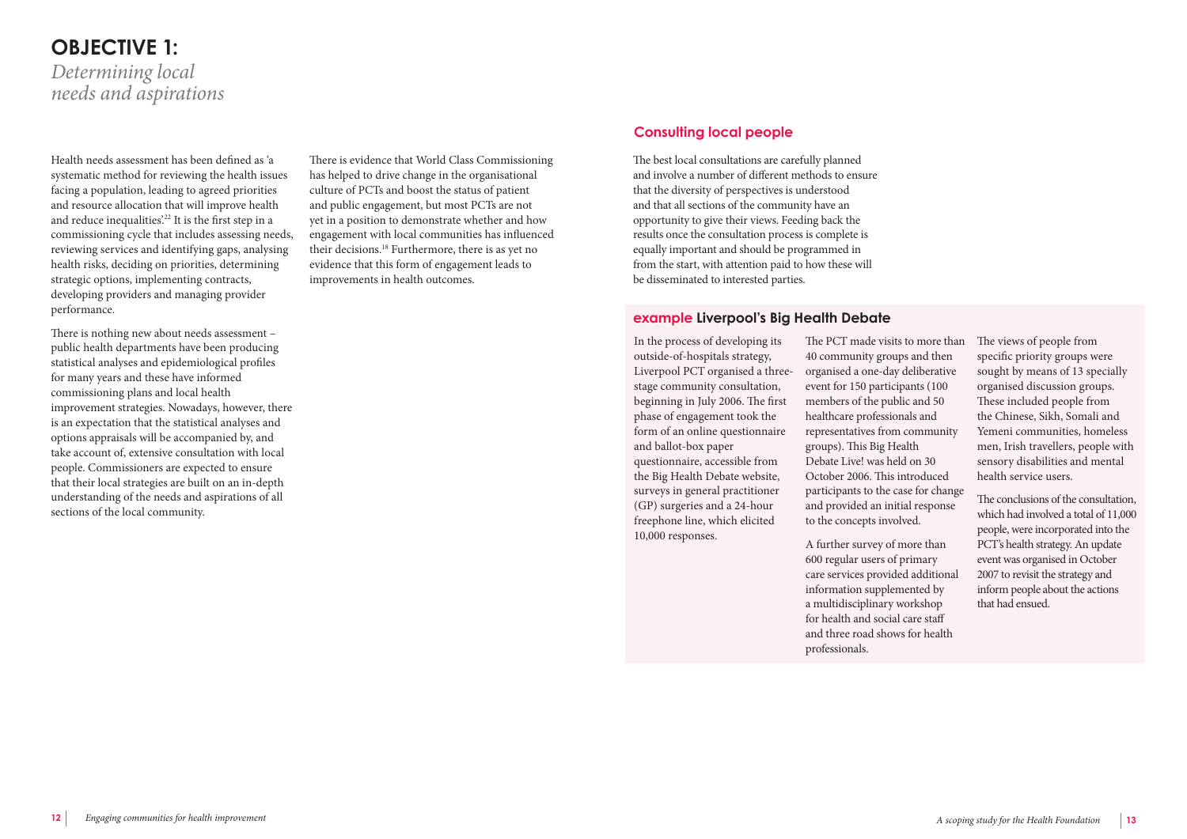# OBJECTIVE 1:

*Determining local needs and aspirations*

Health needs assessment has been defined as 'a systematic method for reviewing the health issues facing a population, leading to agreed priorities and resource allocation that will improve health and reduce inequalities'.[22] It is the first step in a commissioning cycle that includes assessing needs, reviewing services and identifying gaps, analysing health risks, deciding on priorities, determining strategic options, implementing contracts, developing providers and managing provider performance.

There is nothing new about needs assessment – public health departments have been producing statistical analyses and epidemiological profiles for many years and these have informed commissioning plans and local health improvement strategies. Nowadays, however, there is an expectation that the statistical analyses and options appraisals will be accompanied by, and take account of, extensive consultation with local people. Commissioners are expected to ensure that their local strategies are built on an in-depth understanding of the needs and aspirations of all sections of the local community.

There is evidence that World Class Commissioning has helped to drive change in the organisational culture of PCTs and boost the status of patient and public engagement, but most PCTs are not yet in a position to demonstrate whether and how engagement with local communities has influenced their decisions.[18] Furthermore, there is as yet no evidence that this form of engagement leads to improvements in health outcomes.

## Consulting local people

The best local consultations are carefully planned and involve a number of different methods to ensure that the diversity of perspectives is understood and that all sections of the community have an opportunity to give their views. Feeding back the results once the consultation process is complete is equally important and should be programmed in from the start, with attention paid to how these will be disseminated to interested parties.

### example Liverpool's Big Health Debate

In the process of developing its outside-of-hospitals strategy, Liverpool PCT organised a three-stage community consultation, beginning in July 2006. The first phase of engagement took the form of an online questionnaire and ballot-box paper questionnaire, accessible from the Big Health Debate website, surveys in general practitioner (GP) surgeries and a 24-hour freephone line, which elicited 10,000 responses.

The PCT made visits to more than 40 community groups and then organised a one-day deliberative event for 150 participants (100 members of the public and 50 healthcare professionals and representatives from community groups). This Big Health Debate Live! was held on 30 October 2006. This introduced participants to the case for change and provided an initial response to the concepts involved.

A further survey of more than 600 regular users of primary care services provided additional information supplemented by a multidisciplinary workshop for health and social care staff and three road shows for health professionals.

The views of people from specific priority groups were sought by means of 13 specially organised discussion groups. These included people from the Chinese, Sikh, Somali and Yemeni communities, homeless men, Irish travellers, people with sensory disabilities and mental health service users.

The conclusions of the consultation, which had involved a total of 11,000 people, were incorporated into the PCT's health strategy. An update event was organised in October 2007 to revisit the strategy and inform people about the actions that had ensued.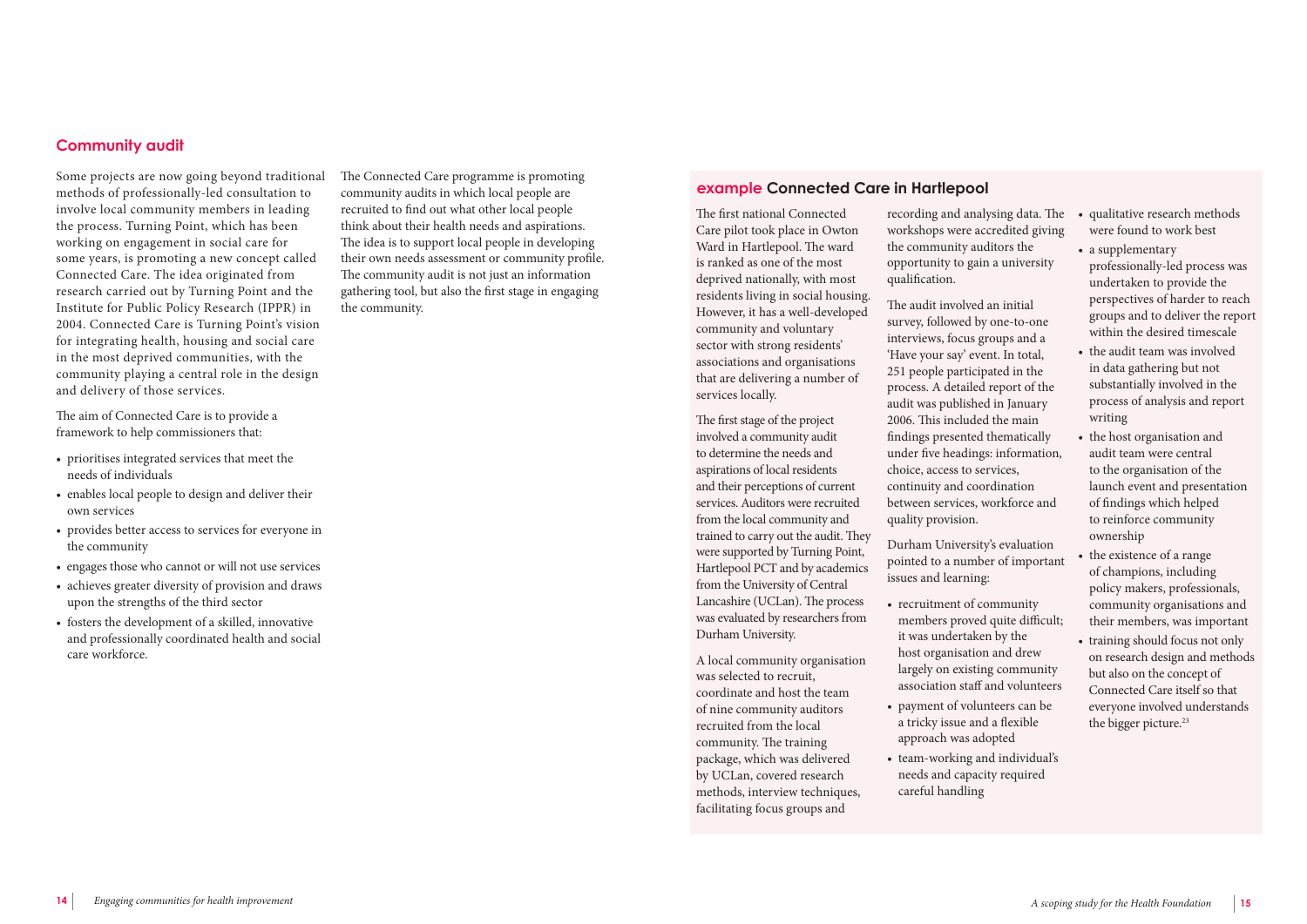## Community audit

Some projects are now going beyond traditional methods of professionally-led consultation to involve local community members in leading the process. Turning Point, which has been working on engagement in social care for some years, is promoting a new concept called Connected Care. The idea originated from research carried out by Turning Point and the Institute for Public Policy Research (IPPR) in 2004. Connected Care is Turning Point's vision for integrating health, housing and social care in the most deprived communities, with the community playing a central role in the design and delivery of those services.

The aim of Connected Care is to provide a framework to help commissioners that:

- prioritises integrated services that meet the needs of individuals
- enables local people to design and deliver their own services
- provides better access to services for everyone in the community
- engages those who cannot or will not use services
- achieves greater diversity of provision and draws upon the strengths of the third sector
- fosters the development of a skilled, innovative and professionally coordinated health and social care workforce.

The Connected Care programme is promoting community audits in which local people are recruited to find out what other local people think about their health needs and aspirations. The idea is to support local people in developing their own needs assessment or community profile. The community audit is not just an information gathering tool, but also the first stage in engaging the community.

### example Connected Care in Hartlepool

The first national Connected Care pilot took place in Owton Ward in Hartlepool. The ward is ranked as one of the most deprived nationally, with most residents living in social housing. However, it has a well-developed community and voluntary sector with strong residents' associations and organisations that are delivering a number of services locally.

The first stage of the project involved a community audit to determine the needs and aspirations of local residents and their perceptions of current services. Auditors were recruited from the local community and trained to carry out the audit. They were supported by Turning Point, Hartlepool PCT and by academics from the University of Central Lancashire (UCLan). The process was evaluated by researchers from Durham University.

A local community organisation was selected to recruit, coordinate and host the team of nine community auditors recruited from the local community. The training package, which was delivered by UCLan, covered research methods, interview techniques, facilitating focus groups and recording and analysing data. The workshops were accredited giving the community auditors the opportunity to gain a university qualification.

The audit involved an initial survey, followed by one-to-one interviews, focus groups and a 'Have your say' event. In total, 251 people participated in the process. A detailed report of the audit was published in January 2006. This included the main findings presented thematically under five headings: information, choice, access to services, continuity and coordination between services, workforce and quality provision.

Durham University's evaluation pointed to a number of important issues and learning:

- recruitment of community members proved quite difficult; it was undertaken by the host organisation and drew largely on existing community association staff and volunteers
- payment of volunteers can be a tricky issue and a flexible approach was adopted
- team-working and individual's needs and capacity required careful handling
- qualitative research methods were found to work best
- a supplementary professionally-led process was undertaken to provide the perspectives of harder to reach groups and to deliver the report within the desired timescale
- the audit team was involved in data gathering but not substantially involved in the process of analysis and report writing
- the host organisation and audit team were central to the organisation of the launch event and presentation of findings which helped to reinforce community ownership
- the existence of a range of champions, including policy makers, professionals, community organisations and their members, was important
- training should focus not only on research design and methods but also on the concept of Connected Care itself so that everyone involved understands the bigger picture.[23]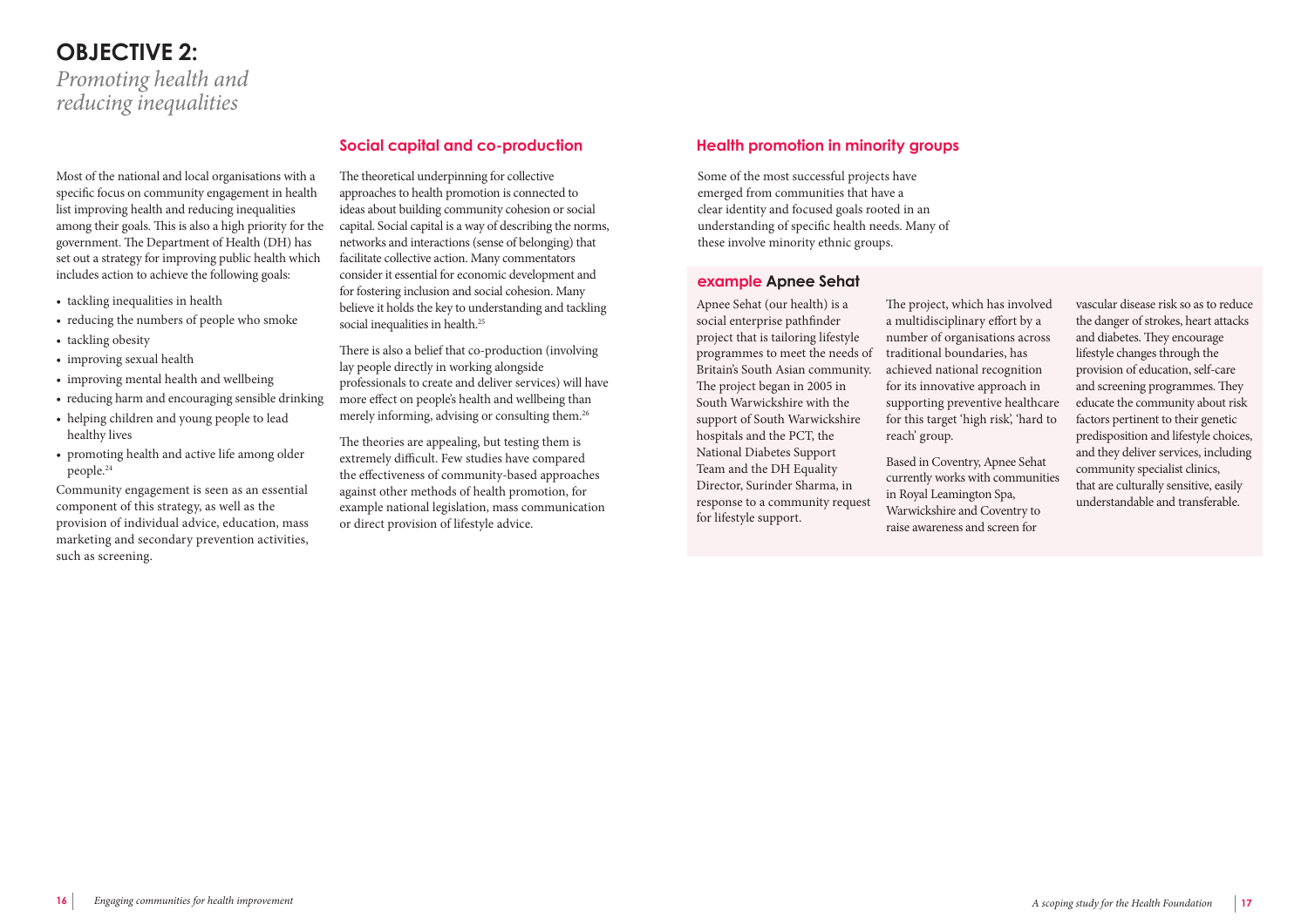# OBJECTIVE 2:

*Promoting health and reducing inequalities*

Most of the national and local organisations with a specific focus on community engagement in health list improving health and reducing inequalities among their goals. This is also a high priority for the government. The Department of Health (DH) has set out a strategy for improving public health which includes action to achieve the following goals:

- tackling inequalities in health
- reducing the numbers of people who smoke
- tackling obesity
- improving sexual health
- improving mental health and wellbeing
- reducing harm and encouraging sensible drinking
- helping children and young people to lead healthy lives
- promoting health and active life among older people.[24]

Community engagement is seen as an essential component of this strategy, as well as the provision of individual advice, education, mass marketing and secondary prevention activities, such as screening.

## Social capital and co-production

The theoretical underpinning for collective approaches to health promotion is connected to ideas about building community cohesion or social capital. Social capital is a way of describing the norms, networks and interactions (sense of belonging) that facilitate collective action. Many commentators consider it essential for economic development and for fostering inclusion and social cohesion. Many believe it holds the key to understanding and tackling social inequalities in health.[25]

There is also a belief that co-production (involving lay people directly in working alongside professionals to create and deliver services) will have more effect on people's health and wellbeing than merely informing, advising or consulting them.[26]

The theories are appealing, but testing them is extremely difficult. Few studies have compared the effectiveness of community-based approaches against other methods of health promotion, for example national legislation, mass communication or direct provision of lifestyle advice.

## Health promotion in minority groups

Some of the most successful projects have emerged from communities that have a clear identity and focused goals rooted in an understanding of specific health needs. Many of these involve minority ethnic groups.

### example Apnee Sehat

Apnee Sehat (our health) is a social enterprise pathfinder project that is tailoring lifestyle programmes to meet the needs of Britain's South Asian community. The project began in 2005 in South Warwickshire with the support of South Warwickshire hospitals and the PCT, the National Diabetes Support Team and the DH Equality Director, Surinder Sharma, in response to a community request for lifestyle support.

The project, which has involved a multidisciplinary effort by a number of organisations across traditional boundaries, has achieved national recognition for its innovative approach in supporting preventive healthcare for this target 'high risk', 'hard to reach' group.

Based in Coventry, Apnee Sehat currently works with communities in Royal Leamington Spa, Warwickshire and Coventry to raise awareness and screen for vascular disease risk so as to reduce the danger of strokes, heart attacks and diabetes. They encourage lifestyle changes through the provision of education, self-care and screening programmes. They educate the community about risk factors pertinent to their genetic predisposition and lifestyle choices, and they deliver services, including community specialist clinics, that are culturally sensitive, easily understandable and transferable.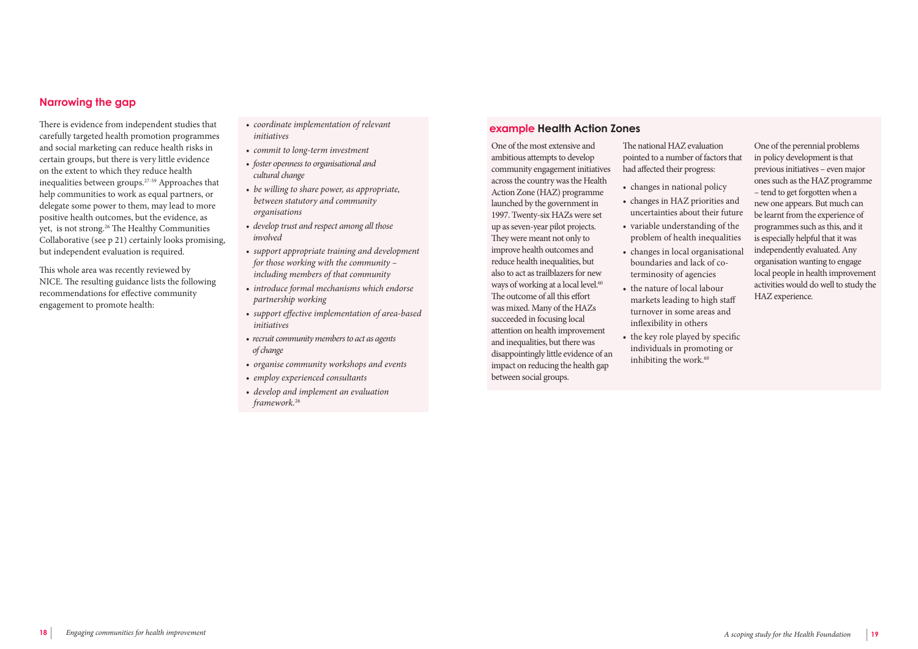## Narrowing the gap

There is evidence from independent studies that carefully targeted health promotion programmes and social marketing can reduce health risks in certain groups, but there is very little evidence on the extent to which they reduce health inequalities between groups.[27-59] Approaches that help communities to work as equal partners, or delegate some power to them, may lead to more positive health outcomes, but the evidence, as yet, is not strong.[26] The Healthy Communities Collaborative (see p 21) certainly looks promising, but independent evaluation is required.

This whole area was recently reviewed by NICE. The resulting guidance lists the following recommendations for effective community engagement to promote health:

- *coordinate implementation of relevant initiatives*
- *commit to long-term investment*
- *foster openness to organisational and cultural change*
- *be willing to share power, as appropriate, between statutory and community organisations*
- *develop trust and respect among all those involved*
- *support appropriate training and development for those working with the community – including members of that community*
- *introduce formal mechanisms which endorse partnership working*
- *support effective implementation of area-based initiatives*
- *recruit community members to act as agents of change*
- *organise community workshops and events*
- *employ experienced consultants*
- *develop and implement an evaluation framework.*[26]

### example Health Action Zones

One of the most extensive and ambitious attempts to develop community engagement initiatives across the country was the Health Action Zone (HAZ) programme launched by the government in 1997. Twenty-six HAZs were set up as seven-year pilot projects. They were meant not only to improve health outcomes and reduce health inequalities, but also to act as trailblazers for new ways of working at a local level.[60] The outcome of all this effort was mixed. Many of the HAZs succeeded in focusing local attention on health improvement and inequalities, but there was disappointingly little evidence of an impact on reducing the health gap between social groups.

The national HAZ evaluation pointed to a number of factors that had affected their progress:

- changes in national policy
- changes in HAZ priorities and uncertainties about their future
- variable understanding of the problem of health inequalities
- changes in local organisational boundaries and lack of co-terminosity of agencies
- the nature of local labour markets leading to high staff turnover in some areas and inflexibility in others
- the key role played by specific individuals in promoting or inhibiting the work.[60]

One of the perennial problems in policy development is that previous initiatives – even major ones such as the HAZ programme – tend to get forgotten when a new one appears. But much can be learnt from the experience of programmes such as this, and it is especially helpful that it was independently evaluated. Any organisation wanting to engage local people in health improvement activities would do well to study the HAZ experience.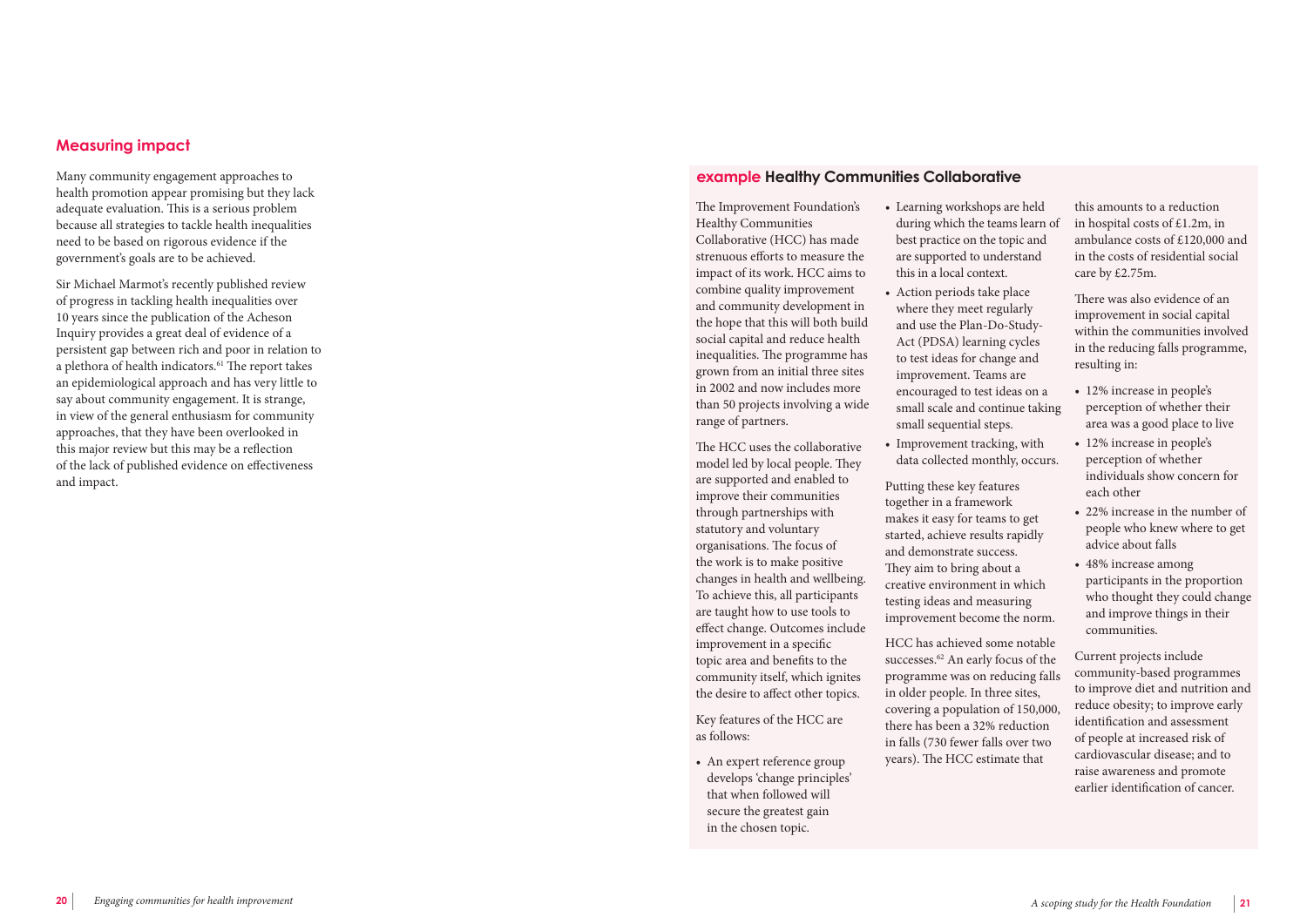## Measuring impact

Many community engagement approaches to health promotion appear promising but they lack adequate evaluation. This is a serious problem because all strategies to tackle health inequalities need to be based on rigorous evidence if the government's goals are to be achieved.

Sir Michael Marmot's recently published review of progress in tackling health inequalities over 10 years since the publication of the Acheson Inquiry provides a great deal of evidence of a persistent gap between rich and poor in relation to a plethora of health indicators.[61] The report takes an epidemiological approach and has very little to say about community engagement. It is strange, in view of the general enthusiasm for community approaches, that they have been overlooked in this major review but this may be a reflection of the lack of published evidence on effectiveness and impact.

### example Healthy Communities Collaborative

The Improvement Foundation's Healthy Communities Collaborative (HCC) has made strenuous efforts to measure the impact of its work. HCC aims to combine quality improvement and community development in the hope that this will both build social capital and reduce health inequalities. The programme has grown from an initial three sites in 2002 and now includes more than 50 projects involving a wide range of partners.

The HCC uses the collaborative model led by local people. They are supported and enabled to improve their communities through partnerships with statutory and voluntary organisations. The focus of the work is to make positive changes in health and wellbeing. To achieve this, all participants are taught how to use tools to effect change. Outcomes include improvement in a specific topic area and benefits to the community itself, which ignites the desire to affect other topics.

Key features of the HCC are as follows:

- An expert reference group develops 'change principles' that when followed will secure the greatest gain in the chosen topic.
- Learning workshops are held during which the teams learn of best practice on the topic and are supported to understand this in a local context.
- Action periods take place where they meet regularly and use the Plan-Do-Study-Act (PDSA) learning cycles to test ideas for change and improvement. Teams are encouraged to test ideas on a small scale and continue taking small sequential steps.
- Improvement tracking, with data collected monthly, occurs.

Putting these key features together in a framework makes it easy for teams to get started, achieve results rapidly and demonstrate success. They aim to bring about a creative environment in which testing ideas and measuring improvement become the norm.

HCC has achieved some notable successes.[62] An early focus of the programme was on reducing falls in older people. In three sites, covering a population of 150,000, there has been a 32% reduction in falls (730 fewer falls over two years). The HCC estimate that this amounts to a reduction in hospital costs of £1.2m, in ambulance costs of £120,000 and in the costs of residential social care by £2.75m.

There was also evidence of an improvement in social capital within the communities involved in the reducing falls programme, resulting in:

- 12% increase in people's perception of whether their area was a good place to live
- 12% increase in people's perception of whether individuals show concern for each other
- 22% increase in the number of people who knew where to get advice about falls
- 48% increase among participants in the proportion who thought they could change and improve things in their communities.

Current projects include community-based programmes to improve diet and nutrition and reduce obesity; to improve early identification and assessment of people at increased risk of cardiovascular disease; and to raise awareness and promote earlier identification of cancer.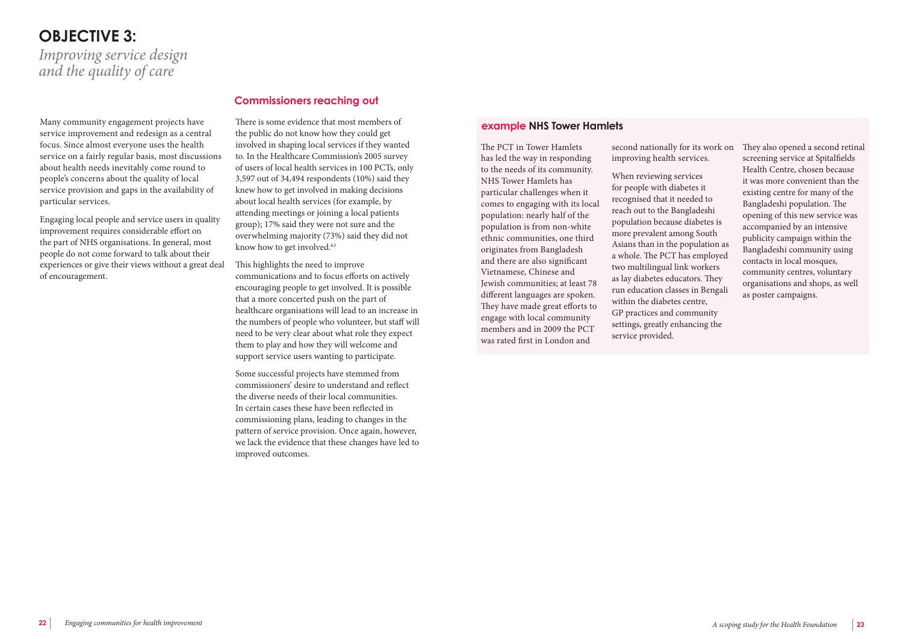# OBJECTIVE 3:

*Improving service design and the quality of care*

Many community engagement projects have service improvement and redesign as a central focus. Since almost everyone uses the health service on a fairly regular basis, most discussions about health needs inevitably come round to people's concerns about the quality of local service provision and gaps in the availability of particular services.

Engaging local people and service users in quality improvement requires considerable effort on the part of NHS organisations. In general, most people do not come forward to talk about their experiences or give their views without a great deal of encouragement.

## Commissioners reaching out

There is some evidence that most members of the public do not know how they could get involved in shaping local services if they wanted to. In the Healthcare Commission's 2005 survey of users of local health services in 100 PCTs, only 3,597 out of 34,494 respondents (10%) said they knew how to get involved in making decisions about local health services (for example, by attending meetings or joining a local patients group); 17% said they were not sure and the overwhelming majority (73%) said they did not know how to get involved.[63]

This highlights the need to improve communications and to focus efforts on actively encouraging people to get involved. It is possible that a more concerted push on the part of healthcare organisations will lead to an increase in the numbers of people who volunteer, but staff will need to be very clear about what role they expect them to play and how they will welcome and support service users wanting to participate.

Some successful projects have stemmed from commissioners' desire to understand and reflect the diverse needs of their local communities. In certain cases these have been reflected in commissioning plans, leading to changes in the pattern of service provision. Once again, however, we lack the evidence that these changes have led to improved outcomes.

### example NHS Tower Hamlets

The PCT in Tower Hamlets has led the way in responding to the needs of its community. NHS Tower Hamlets has particular challenges when it comes to engaging with its local population: nearly half of the population is from non-white ethnic communities, one third originates from Bangladesh and there are also significant Vietnamese, Chinese and Jewish communities; at least 78 different languages are spoken. They have made great efforts to engage with local community members and in 2009 the PCT was rated first in London and second nationally for its work on improving health services.

When reviewing services for people with diabetes it recognised that it needed to reach out to the Bangladeshi population because diabetes is more prevalent among South Asians than in the population as a whole. The PCT has employed two multilingual link workers as lay diabetes educators. They run education classes in Bengali within the diabetes centre, GP practices and community settings, greatly enhancing the service provided.

They also opened a second retinal screening service at Spitalfields Health Centre, chosen because it was more convenient than the existing centre for many of the Bangladeshi population. The opening of this new service was accompanied by an intensive publicity campaign within the Bangladeshi community using contacts in local mosques, community centres, voluntary organisations and shops, as well as poster campaigns.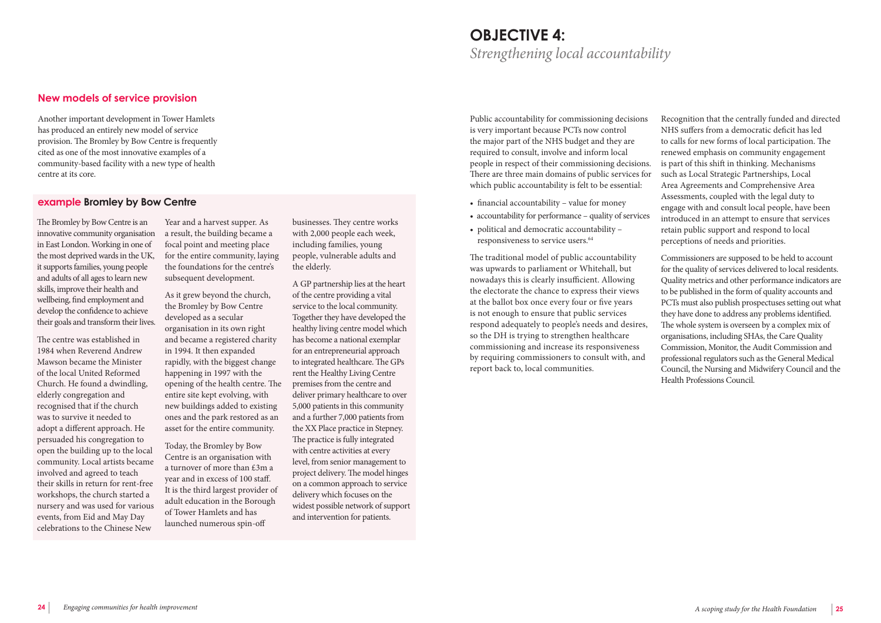## New models of service provision

Another important development in Tower Hamlets has produced an entirely new model of service provision. The Bromley by Bow Centre is frequently cited as one of the most innovative examples of a community-based facility with a new type of health centre at its core.

### example Bromley by Bow Centre

The Bromley by Bow Centre is an innovative community organisation in East London. Working in one of the most deprived wards in the UK, it supports families, young people and adults of all ages to learn new skills, improve their health and wellbeing, find employment and develop the confidence to achieve their goals and transform their lives.

The centre was established in 1984 when Reverend Andrew Mawson became the Minister of the local United Reformed Church. He found a dwindling, elderly congregation and recognised that if the church was to survive it needed to adopt a different approach. He persuaded his congregation to open the building up to the local community. Local artists became involved and agreed to teach their skills in return for rent-free workshops, the church started a nursery and was used for various events, from Eid and May Day celebrations to the Chinese New Year and a harvest supper. As a result, the building became a focal point and meeting place for the entire community, laying the foundations for the centre's subsequent development.

As it grew beyond the church, the Bromley by Bow Centre developed as a secular organisation in its own right and became a registered charity in 1994. It then expanded rapidly, with the biggest change happening in 1997 with the opening of the health centre. The entire site kept evolving, with new buildings added to existing ones and the park restored as an asset for the entire community.

Today, the Bromley by Bow Centre is an organisation with a turnover of more than £3m a year and in excess of 100 staff. It is the third largest provider of adult education in the Borough of Tower Hamlets and has launched numerous spin-off businesses. They centre works with 2,000 people each week, including families, young people, vulnerable adults and the elderly.

A GP partnership lies at the heart of the centre providing a vital service to the local community. Together they have developed the healthy living centre model which has become a national exemplar for an entrepreneurial approach to integrated healthcare. The GPs rent the Healthy Living Centre premises from the centre and deliver primary healthcare to over 5,000 patients in this community and a further 7,000 patients from the XX Place practice in Stepney. The practice is fully integrated with centre activities at every level, from senior management to project delivery. The model hinges on a common approach to service delivery which focuses on the widest possible network of support and intervention for patients.

# OBJECTIVE 4:
*Strengthening local accountability*

Public accountability for commissioning decisions is very important because PCTs now control the major part of the NHS budget and they are required to consult, involve and inform local people in respect of their commissioning decisions. There are three main domains of public services for which public accountability is felt to be essential:

- financial accountability – value for money
- accountability for performance – quality of services
- political and democratic accountability – responsiveness to service users.[64]

The traditional model of public accountability was upwards to parliament or Whitehall, but nowadays this is clearly insufficient. Allowing the electorate the chance to express their views at the ballot box once every four or five years is not enough to ensure that public services respond adequately to people's needs and desires, so the DH is trying to strengthen healthcare commissioning and increase its responsiveness by requiring commissioners to consult with, and report back to, local communities.

Recognition that the centrally funded and directed NHS suffers from a democratic deficit has led to calls for new forms of local participation. The renewed emphasis on community engagement is part of this shift in thinking. Mechanisms such as Local Strategic Partnerships, Local Area Agreements and Comprehensive Area Assessments, coupled with the legal duty to engage with and consult local people, have been introduced in an attempt to ensure that services retain public support and respond to local perceptions of needs and priorities.

Commissioners are supposed to be held to account for the quality of services delivered to local residents. Quality metrics and other performance indicators are to be published in the form of quality accounts and PCTs must also publish prospectuses setting out what they have done to address any problems identified. The whole system is overseen by a complex mix of organisations, including SHAs, the Care Quality Commission, Monitor, the Audit Commission and professional regulators such as the General Medical Council, the Nursing and Midwifery Council and the Health Professions Council.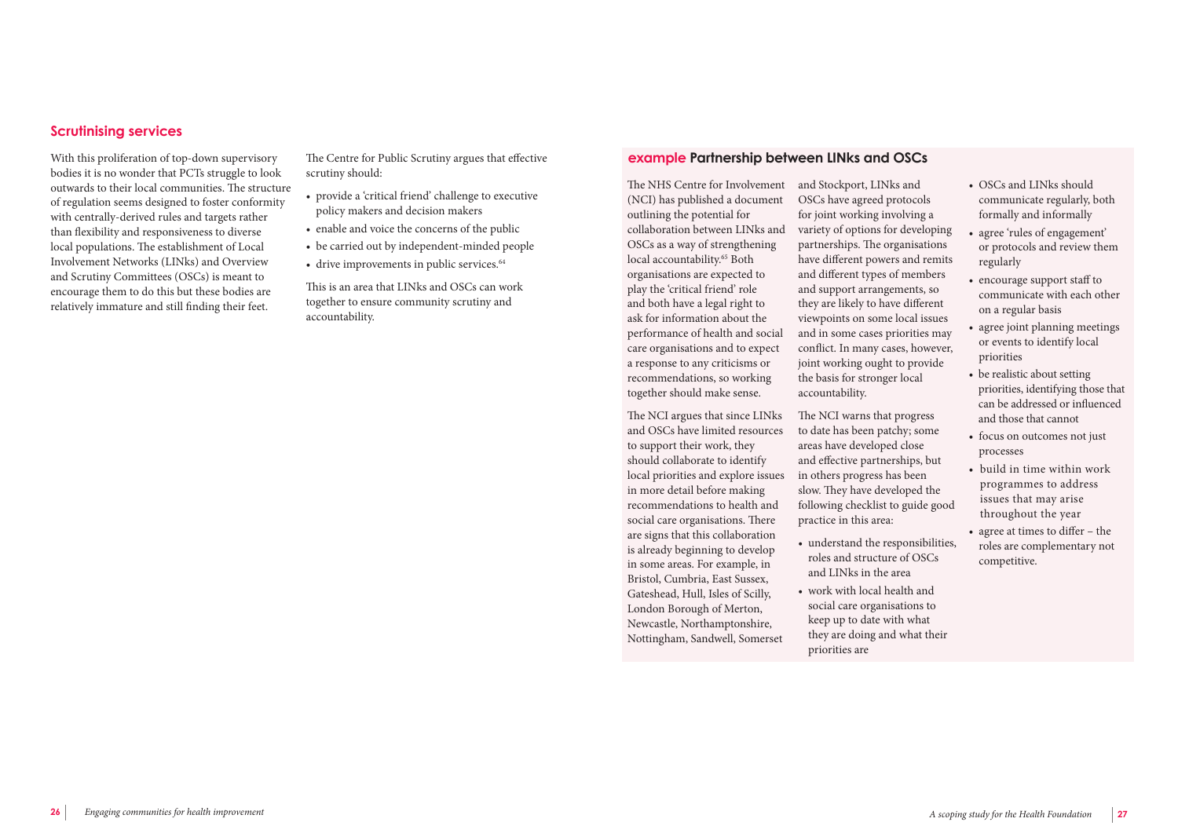## Scrutinising services

With this proliferation of top-down supervisory bodies it is no wonder that PCTs struggle to look outwards to their local communities. The structure of regulation seems designed to foster conformity with centrally-derived rules and targets rather than flexibility and responsiveness to diverse local populations. The establishment of Local Involvement Networks (LINks) and Overview and Scrutiny Committees (OSCs) is meant to encourage them to do this but these bodies are relatively immature and still finding their feet.

The Centre for Public Scrutiny argues that effective scrutiny should:

- provide a 'critical friend' challenge to executive policy makers and decision makers
- enable and voice the concerns of the public
- be carried out by independent-minded people
- drive improvements in public services.[64]

This is an area that LINks and OSCs can work together to ensure community scrutiny and accountability.

### example Partnership between LINks and OSCs

The NHS Centre for Involvement (NCI) has published a document outlining the potential for collaboration between LINks and OSCs as a way of strengthening local accountability.[65] Both organisations are expected to play the 'critical friend' role and both have a legal right to ask for information about the performance of health and social care organisations and to expect a response to any criticisms or recommendations, so working together should make sense.

The NCI argues that since LINks and OSCs have limited resources to support their work, they should collaborate to identify local priorities and explore issues in more detail before making recommendations to health and social care organisations. There are signs that this collaboration is already beginning to develop in some areas. For example, in Bristol, Cumbria, East Sussex, Gateshead, Hull, Isles of Scilly, London Borough of Merton, Newcastle, Northamptonshire, Nottingham, Sandwell, Somerset and Stockport, LINks and OSCs have agreed protocols for joint working involving a variety of options for developing partnerships. The organisations have different powers and remits and different types of members and support arrangements, so they are likely to have different viewpoints on some local issues and in some cases priorities may conflict. In many cases, however, joint working ought to provide the basis for stronger local accountability.

The NCI warns that progress to date has been patchy; some areas have developed close and effective partnerships, but in others progress has been slow. They have developed the following checklist to guide good practice in this area:

- understand the responsibilities, roles and structure of OSCs and LINks in the area
- work with local health and social care organisations to keep up to date with what they are doing and what their priorities are
- OSCs and LINks should communicate regularly, both formally and informally
- agree 'rules of engagement' or protocols and review them regularly
- encourage support staff to communicate with each other on a regular basis
- agree joint planning meetings or events to identify local priorities
- be realistic about setting priorities, identifying those that can be addressed or influenced and those that cannot
- focus on outcomes not just processes
- build in time within work programmes to address issues that may arise throughout the year
- agree at times to differ – the roles are complementary not competitive.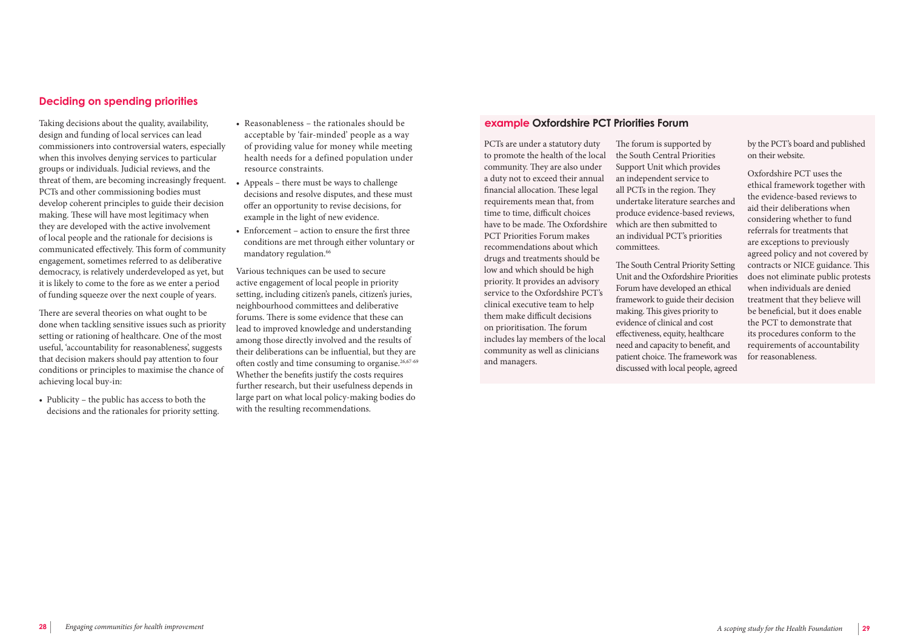## Deciding on spending priorities

Taking decisions about the quality, availability, design and funding of local services can lead commissioners into controversial waters, especially when this involves denying services to particular groups or individuals. Judicial reviews, and the threat of them, are becoming increasingly frequent. PCTs and other commissioning bodies must develop coherent principles to guide their decision making. These will have most legitimacy when they are developed with the active involvement of local people and the rationale for decisions is communicated effectively. This form of community engagement, sometimes referred to as deliberative democracy, is relatively underdeveloped as yet, but it is likely to come to the fore as we enter a period of funding squeeze over the next couple of years.

There are several theories on what ought to be done when tackling sensitive issues such as priority setting or rationing of healthcare. One of the most useful, 'accountability for reasonableness', suggests that decision makers should pay attention to four conditions or principles to maximise the chance of achieving local buy-in:

- Publicity – the public has access to both the decisions and the rationales for priority setting.
- Reasonableness – the rationales should be acceptable by 'fair-minded' people as a way of providing value for money while meeting health needs for a defined population under resource constraints.
- Appeals – there must be ways to challenge decisions and resolve disputes, and these must offer an opportunity to revise decisions, for example in the light of new evidence.
- Enforcement – action to ensure the first three conditions are met through either voluntary or mandatory regulation.[66]

Various techniques can be used to secure active engagement of local people in priority setting, including citizen's panels, citizen's juries, neighbourhood committees and deliberative forums. There is some evidence that these can lead to improved knowledge and understanding among those directly involved and the results of their deliberations can be influential, but they are often costly and time consuming to organise.[26,67-69] Whether the benefits justify the costs requires further research, but their usefulness depends in large part on what local policy-making bodies do with the resulting recommendations.

### example Oxfordshire PCT Priorities Forum

PCTs are under a statutory duty to promote the health of the local community. They are also under a duty not to exceed their annual financial allocation. These legal requirements mean that, from time to time, difficult choices have to be made. The Oxfordshire PCT Priorities Forum makes recommendations about which drugs and treatments should be low and which should be high priority. It provides an advisory service to the Oxfordshire PCT's clinical executive team to help them make difficult decisions on prioritisation. The forum includes lay members of the local community as well as clinicians and managers.

The forum is supported by the South Central Priorities Support Unit which provides an independent service to all PCTs in the region. They undertake literature searches and produce evidence-based reviews, which are then submitted to an individual PCT's priorities committees.

The South Central Priority Setting Unit and the Oxfordshire Priorities Forum have developed an ethical framework to guide their decision making. This gives priority to evidence of clinical and cost effectiveness, equity, healthcare need and capacity to benefit, and patient choice. The framework was discussed with local people, agreed by the PCT's board and published on their website.

Oxfordshire PCT uses the ethical framework together with the evidence-based reviews to aid their deliberations when considering whether to fund referrals for treatments that are exceptions to previously agreed policy and not covered by contracts or NICE guidance. This does not eliminate public protests when individuals are denied treatment that they believe will be beneficial, but it does enable the PCT to demonstrate that its procedures conform to the requirements of accountability for reasonableness.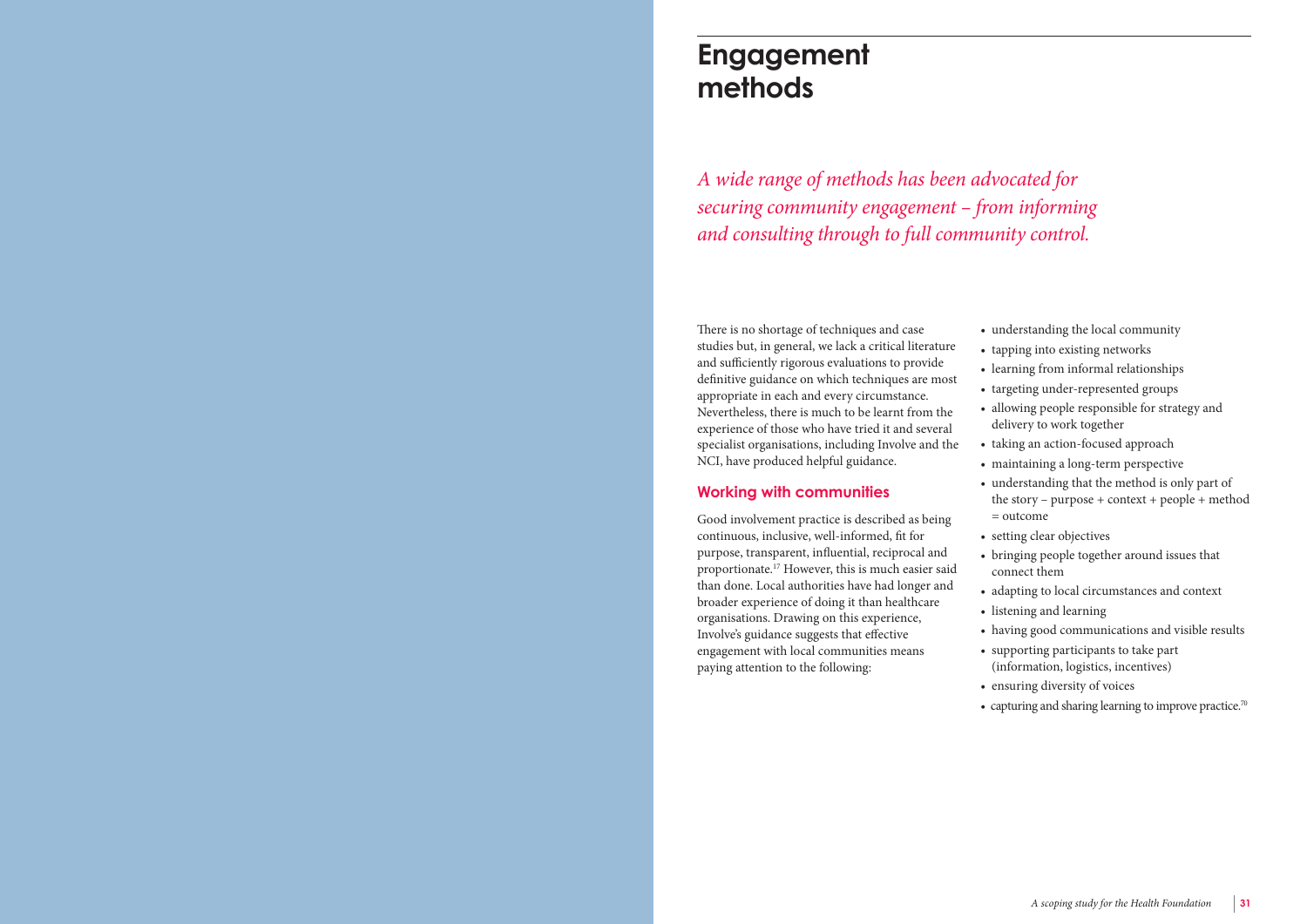# Engagement methods

*A wide range of methods has been advocated for securing community engagement – from informing and consulting through to full community control.*

There is no shortage of techniques and case studies but, in general, we lack a critical literature and sufficiently rigorous evaluations to provide definitive guidance on which techniques are most appropriate in each and every circumstance. Nevertheless, there is much to be learnt from the experience of those who have tried it and several specialist organisations, including Involve and the NCI, have produced helpful guidance.

## Working with communities

Good involvement practice is described as being continuous, inclusive, well-informed, fit for purpose, transparent, influential, reciprocal and proportionate.[17] However, this is much easier said than done. Local authorities have had longer and broader experience of doing it than healthcare organisations. Drawing on this experience, Involve's guidance suggests that effective engagement with local communities means paying attention to the following:

- understanding the local community
- tapping into existing networks
- learning from informal relationships
- targeting under-represented groups
- allowing people responsible for strategy and delivery to work together
- taking an action-focused approach
- maintaining a long-term perspective
- understanding that the method is only part of the story – purpose + context + people + method = outcome
- setting clear objectives
- bringing people together around issues that connect them
- adapting to local circumstances and context
- listening and learning
- having good communications and visible results
- supporting participants to take part (information, logistics, incentives)
- ensuring diversity of voices
- capturing and sharing learning to improve practice.[70]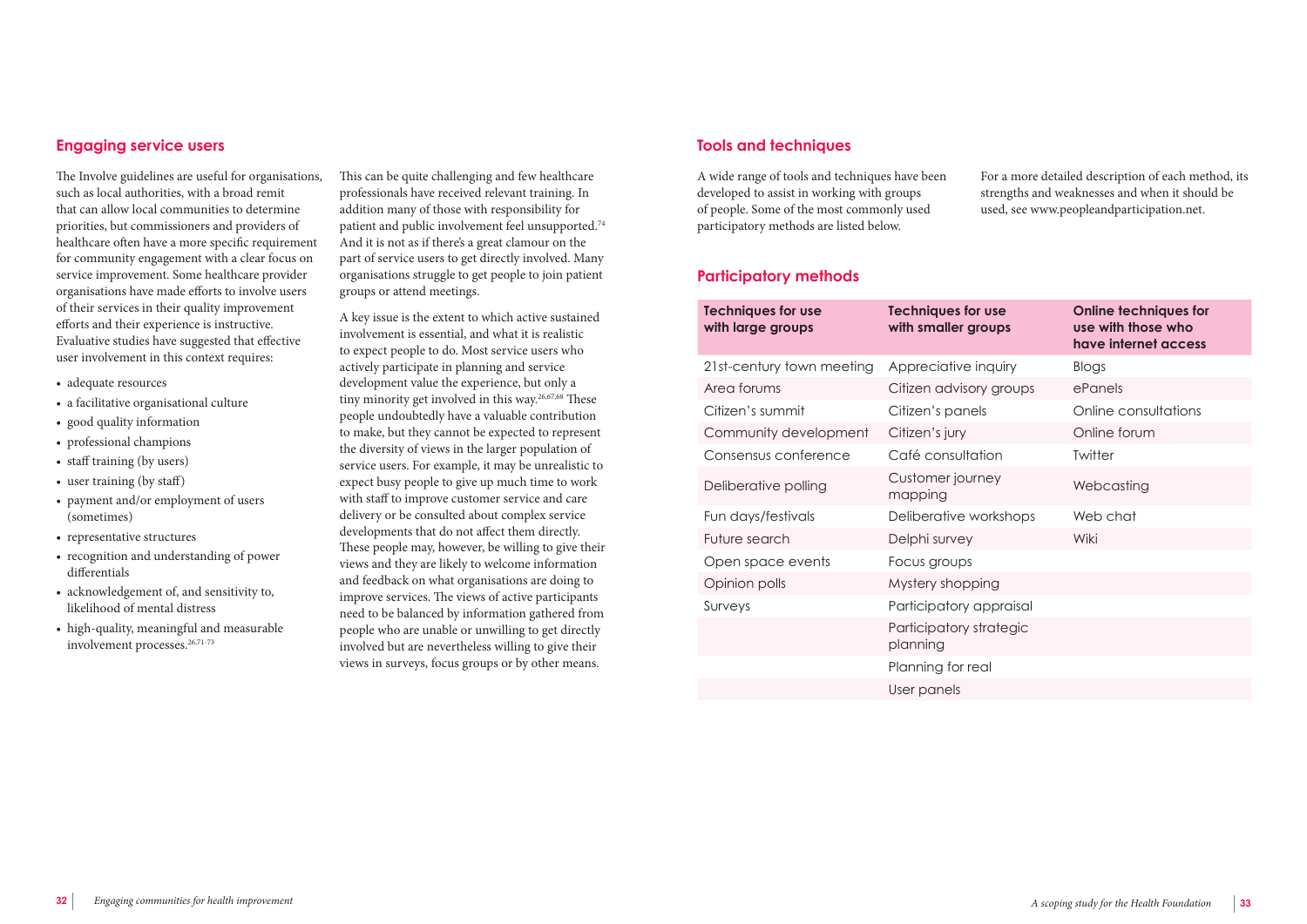## Engaging service users

The Involve guidelines are useful for organisations, such as local authorities, with a broad remit that can allow local communities to determine priorities, but commissioners and providers of healthcare often have a more specific requirement for community engagement with a clear focus on service improvement. Some healthcare provider organisations have made efforts to involve users of their services in their quality improvement efforts and their experience is instructive. Evaluative studies have suggested that effective user involvement in this context requires:

- adequate resources
- a facilitative organisational culture
- good quality information
- professional champions
- staff training (by users)
- user training (by staff)
- payment and/or employment of users (sometimes)
- representative structures
- recognition and understanding of power differentials
- acknowledgement of, and sensitivity to, likelihood of mental distress
- high-quality, meaningful and measurable involvement processes.[26,71-73]

This can be quite challenging and few healthcare professionals have received relevant training. In addition many of those with responsibility for patient and public involvement feel unsupported.[74] And it is not as if there's a great clamour on the part of service users to get directly involved. Many organisations struggle to get people to join patient groups or attend meetings.

A key issue is the extent to which active sustained involvement is essential, and what it is realistic to expect people to do. Most service users who actively participate in planning and service development value the experience, but only a tiny minority get involved in this way.[26,67,68] These people undoubtedly have a valuable contribution to make, but they cannot be expected to represent the diversity of views in the larger population of service users. For example, it may be unrealistic to expect busy people to give up much time to work with staff to improve customer service and care delivery or be consulted about complex service developments that do not affect them directly. These people may, however, be willing to give their views and they are likely to welcome information and feedback on what organisations are doing to improve services. The views of active participants need to be balanced by information gathered from people who are unable or unwilling to get directly involved but are nevertheless willing to give their views in surveys, focus groups or by other means.

## Tools and techniques

A wide range of tools and techniques have been developed to assist in working with groups of people. Some of the most commonly used participatory methods are listed below.

For a more detailed description of each method, its strengths and weaknesses and when it should be used, see www.peopleandparticipation.net.

## Participatory methods

| Techniques for use with large groups | Techniques for use with smaller groups | Online techniques for use with those who have internet access |
|---|---|---|
| 21st-century town meeting | Appreciative inquiry | Blogs |
| Area forums | Citizen advisory groups | ePanels |
| Citizen's summit | Citizen's panels | Online consultations |
| Community development | Citizen's jury | Online forum |
| Consensus conference | Café consultation | Twitter |
| Deliberative polling | Customer journey mapping | Webcasting |
| Fun days/festivals | Deliberative workshops | Web chat |
| Future search | Delphi survey | Wiki |
| Open space events | Focus groups | |
| Opinion polls | Mystery shopping | |
| Surveys | Participatory appraisal | |
| | Participatory strategic planning | |
| | Planning for real | |
| | User panels | |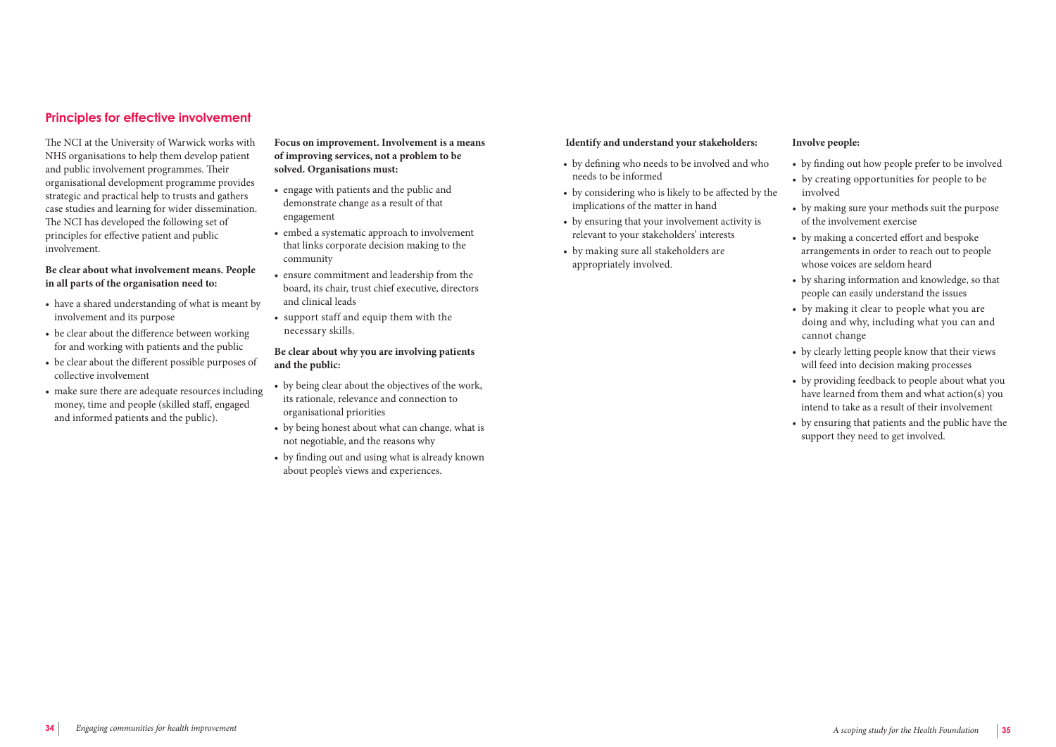## Principles for effective involvement

The NCI at the University of Warwick works with NHS organisations to help them develop patient and public involvement programmes. Their organisational development programme provides strategic and practical help to trusts and gathers case studies and learning for wider dissemination. The NCI has developed the following set of principles for effective patient and public involvement.

**Be clear about what involvement means. People in all parts of the organisation need to:**

- have a shared understanding of what is meant by involvement and its purpose
- be clear about the difference between working for and working with patients and the public
- be clear about the different possible purposes of collective involvement
- make sure there are adequate resources including money, time and people (skilled staff, engaged and informed patients and the public).

**Focus on improvement. Involvement is a means of improving services, not a problem to be solved. Organisations must:**

- engage with patients and the public and demonstrate change as a result of that engagement
- embed a systematic approach to involvement that links corporate decision making to the community
- ensure commitment and leadership from the board, its chair, trust chief executive, directors and clinical leads
- support staff and equip them with the necessary skills.

**Be clear about why you are involving patients and the public:**

- by being clear about the objectives of the work, its rationale, relevance and connection to organisational priorities
- by being honest about what can change, what is not negotiable, and the reasons why
- by finding out and using what is already known about people's views and experiences.

**Identify and understand your stakeholders:**

- by defining who needs to be involved and who needs to be informed
- by considering who is likely to be affected by the implications of the matter in hand
- by ensuring that your involvement activity is relevant to your stakeholders' interests
- by making sure all stakeholders are appropriately involved.

**Involve people:**

- by finding out how people prefer to be involved
- by creating opportunities for people to be involved
- by making sure your methods suit the purpose of the involvement exercise
- by making a concerted effort and bespoke arrangements in order to reach out to people whose voices are seldom heard
- by sharing information and knowledge, so that people can easily understand the issues
- by making it clear to people what you are doing and why, including what you can and cannot change
- by clearly letting people know that their views will feed into decision making processes
- by providing feedback to people about what you have learned from them and what action(s) you intend to take as a result of their involvement
- by ensuring that patients and the public have the support they need to get involved.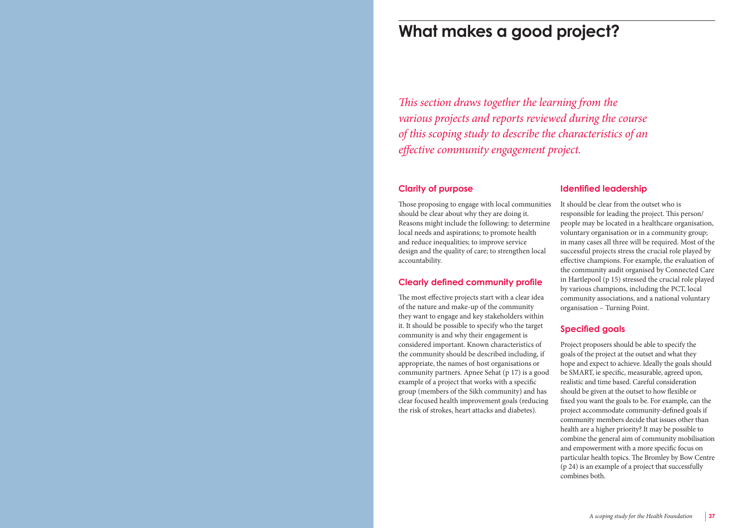# What makes a good project?

*This section draws together the learning from the various projects and reports reviewed during the course of this scoping study to describe the characteristics of an effective community engagement project.*

## Clarity of purpose

Those proposing to engage with local communities should be clear about why they are doing it. Reasons might include the following: to determine local needs and aspirations; to promote health and reduce inequalities; to improve service design and the quality of care; to strengthen local accountability.

## Clearly defined community profile

The most effective projects start with a clear idea of the nature and make-up of the community they want to engage and key stakeholders within it. It should be possible to specify who the target community is and why their engagement is considered important. Known characteristics of the community should be described including, if appropriate, the names of host organisations or community partners. Apnee Sehat (p 17) is a good example of a project that works with a specific group (members of the Sikh community) and has clear focused health improvement goals (reducing the risk of strokes, heart attacks and diabetes).

## Identified leadership

It should be clear from the outset who is responsible for leading the project. This person/people may be located in a healthcare organisation, voluntary organisation or in a community group; in many cases all three will be required. Most of the successful projects stress the crucial role played by effective champions. For example, the evaluation of the community audit organised by Connected Care in Hartlepool (p 15) stressed the crucial role played by various champions, including the PCT, local community associations, and a national voluntary organisation – Turning Point.

## Specified goals

Project proposers should be able to specify the goals of the project at the outset and what they hope and expect to achieve. Ideally the goals should be SMART, ie specific, measurable, agreed upon, realistic and time based. Careful consideration should be given at the outset to how flexible or fixed you want the goals to be. For example, can the project accommodate community-defined goals if community members decide that issues other than health are a higher priority? It may be possible to combine the general aim of community mobilisation and empowerment with a more specific focus on particular health topics. The Bromley by Bow Centre (p 24) is an example of a project that successfully combines both.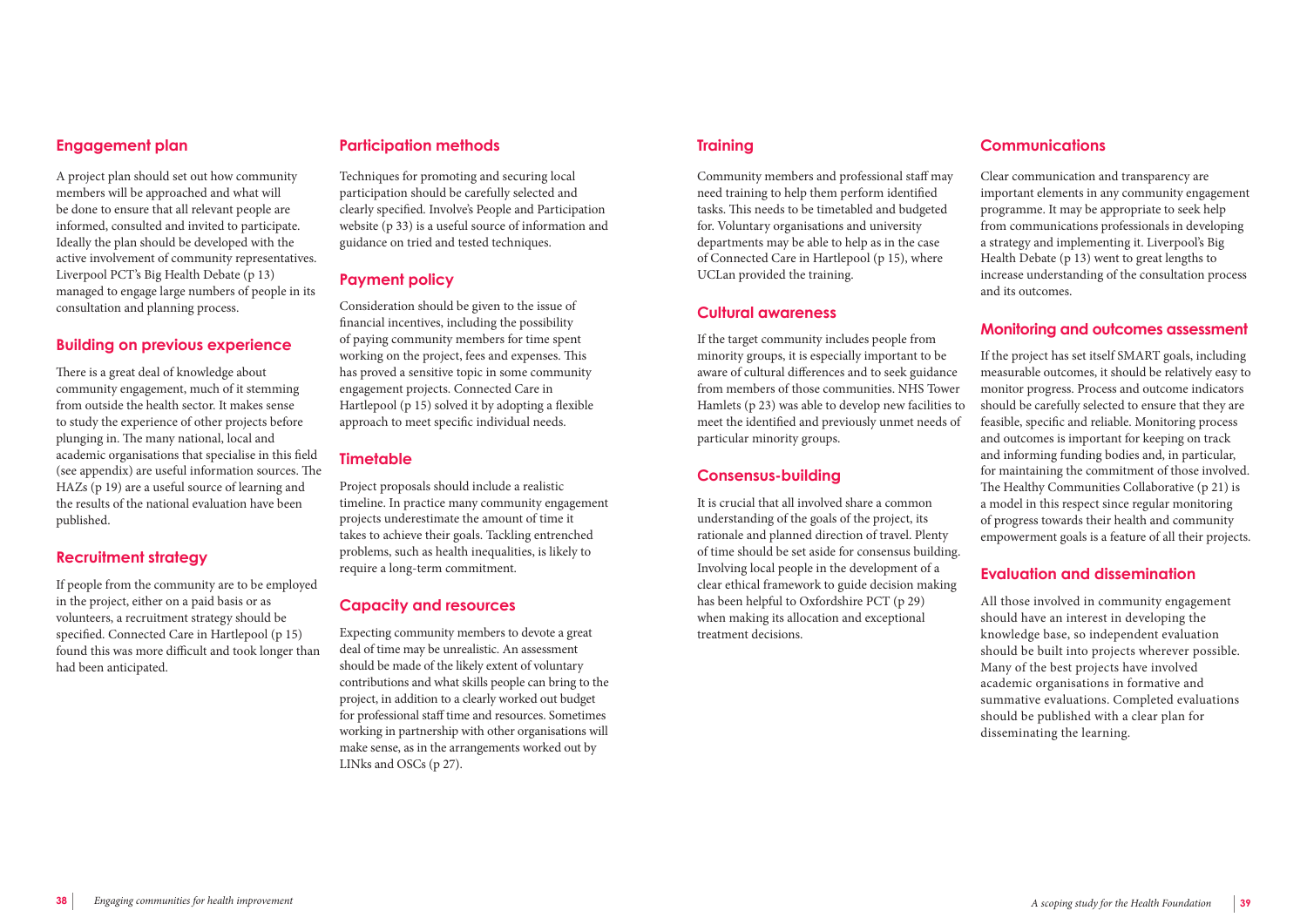## Engagement plan

A project plan should set out how community members will be approached and what will be done to ensure that all relevant people are informed, consulted and invited to participate. Ideally the plan should be developed with the active involvement of community representatives. Liverpool PCT's Big Health Debate (p 13) managed to engage large numbers of people in its consultation and planning process.

## Building on previous experience

There is a great deal of knowledge about community engagement, much of it stemming from outside the health sector. It makes sense to study the experience of other projects before plunging in. The many national, local and academic organisations that specialise in this field (see appendix) are useful information sources. The HAZs (p 19) are a useful source of learning and the results of the national evaluation have been published.

## Recruitment strategy

If people from the community are to be employed in the project, either on a paid basis or as volunteers, a recruitment strategy should be specified. Connected Care in Hartlepool (p 15) found this was more difficult and took longer than had been anticipated.

## Participation methods

Techniques for promoting and securing local participation should be carefully selected and clearly specified. Involve's People and Participation website (p 33) is a useful source of information and guidance on tried and tested techniques.

## Payment policy

Consideration should be given to the issue of financial incentives, including the possibility of paying community members for time spent working on the project, fees and expenses. This has proved a sensitive topic in some community engagement projects. Connected Care in Hartlepool (p 15) solved it by adopting a flexible approach to meet specific individual needs.

## Timetable

Project proposals should include a realistic timeline. In practice many community engagement projects underestimate the amount of time it takes to achieve their goals. Tackling entrenched problems, such as health inequalities, is likely to require a long-term commitment.

## Capacity and resources

Expecting community members to devote a great deal of time may be unrealistic. An assessment should be made of the likely extent of voluntary contributions and what skills people can bring to the project, in addition to a clearly worked out budget for professional staff time and resources. Sometimes working in partnership with other organisations will make sense, as in the arrangements worked out by LINks and OSCs (p 27).

## Training

Community members and professional staff may need training to help them perform identified tasks. This needs to be timetabled and budgeted for. Voluntary organisations and university departments may be able to help as in the case of Connected Care in Hartlepool (p 15), where UCLan provided the training.

## Cultural awareness

If the target community includes people from minority groups, it is especially important to be aware of cultural differences and to seek guidance from members of those communities. NHS Tower Hamlets (p 23) was able to develop new facilities to meet the identified and previously unmet needs of particular minority groups.

## Consensus-building

It is crucial that all involved share a common understanding of the goals of the project, its rationale and planned direction of travel. Plenty of time should be set aside for consensus building. Involving local people in the development of a clear ethical framework to guide decision making has been helpful to Oxfordshire PCT (p 29) when making its allocation and exceptional treatment decisions.

## Communications

Clear communication and transparency are important elements in any community engagement programme. It may be appropriate to seek help from communications professionals in developing a strategy and implementing it. Liverpool's Big Health Debate (p 13) went to great lengths to increase understanding of the consultation process and its outcomes.

## Monitoring and outcomes assessment

If the project has set itself SMART goals, including measurable outcomes, it should be relatively easy to monitor progress. Process and outcome indicators should be carefully selected to ensure that they are feasible, specific and reliable. Monitoring process and outcomes is important for keeping on track and informing funding bodies and, in particular, for maintaining the commitment of those involved. The Healthy Communities Collaborative (p 21) is a model in this respect since regular monitoring of progress towards their health and community empowerment goals is a feature of all their projects.

## Evaluation and dissemination

All those involved in community engagement should have an interest in developing the knowledge base, so independent evaluation should be built into projects wherever possible. Many of the best projects have involved academic organisations in formative and summative evaluations. Completed evaluations should be published with a clear plan for disseminating the learning.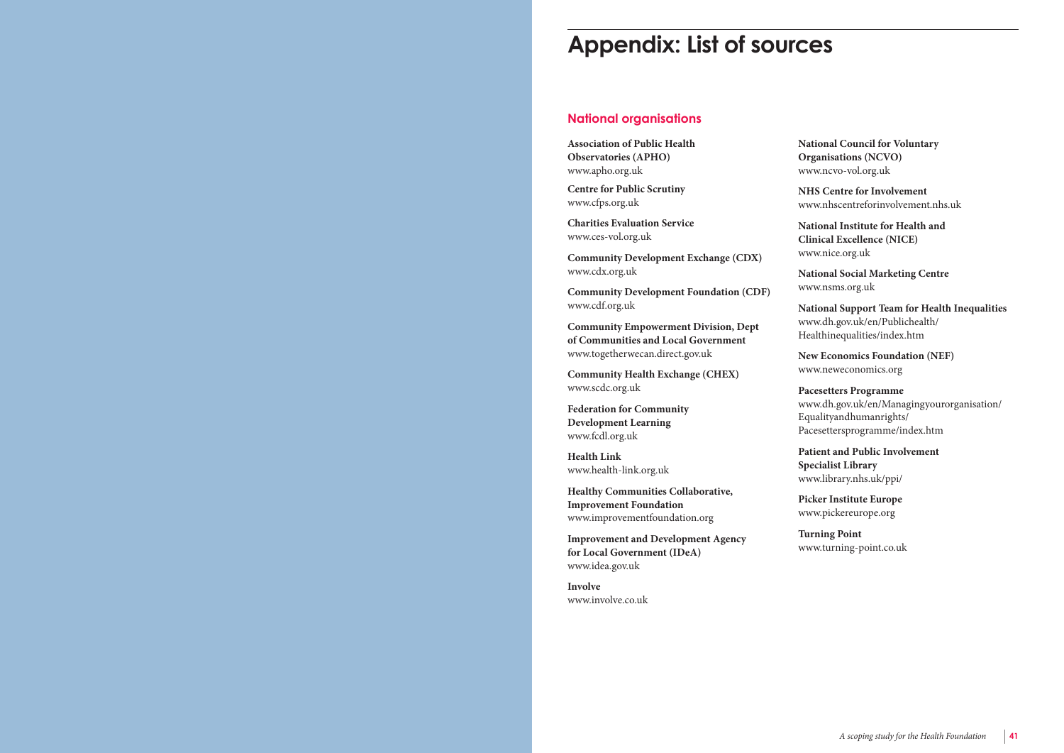# Appendix: List of sources

## National organisations

**Association of Public Health Observatories (APHO)**
www.apho.org.uk

**Centre for Public Scrutiny**
www.cfps.org.uk

**Charities Evaluation Service**
www.ces-vol.org.uk

**Community Development Exchange (CDX)**
www.cdx.org.uk

**Community Development Foundation (CDF)**
www.cdf.org.uk

**Community Empowerment Division, Dept of Communities and Local Government**
www.togetherwecan.direct.gov.uk

**Community Health Exchange (CHEX)**
www.scdc.org.uk

**Federation for Community Development Learning**
www.fcdl.org.uk

**Health Link**
www.health-link.org.uk

**Healthy Communities Collaborative, Improvement Foundation**
www.improvementfoundation.org

**Improvement and Development Agency for Local Government (IDeA)**
www.idea.gov.uk

**Involve**
www.involve.co.uk

**National Council for Voluntary Organisations (NCVO)**
www.ncvo-vol.org.uk

**NHS Centre for Involvement**
www.nhscentreforinvolvement.nhs.uk

**National Institute for Health and Clinical Excellence (NICE)**
www.nice.org.uk

**National Social Marketing Centre**
www.nsms.org.uk

**National Support Team for Health Inequalities**
www.dh.gov.uk/en/Publichealth/Healthinequalities/index.htm

**New Economics Foundation (NEF)**
www.neweconomics.org

**Pacesetters Programme**
www.dh.gov.uk/en/Managingyourorganisation/Equalityandhumanrights/Pacesettersprogramme/index.htm

**Patient and Public Involvement Specialist Library**
www.library.nhs.uk/ppi/

**Picker Institute Europe**
www.pickereurope.org

**Turning Point**
www.turning-point.co.uk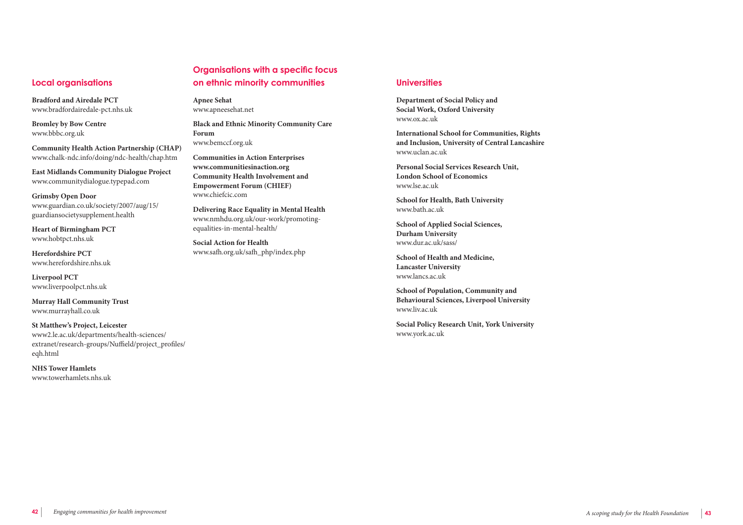## Local organisations

**Bradford and Airedale PCT**
www.bradfordairedale-pct.nhs.uk

**Bromley by Bow Centre**
www.bbbc.org.uk

**Community Health Action Partnership (CHAP)**
www.chalk-ndc.info/doing/ndc-health/chap.htm

**East Midlands Community Dialogue Project**
www.communitydialogue.typepad.com

**Grimsby Open Door**
www.guardian.co.uk/society/2007/aug/15/guardiansocietysupplement.health

**Heart of Birmingham PCT**
www.hobtpct.nhs.uk

**Herefordshire PCT**
www.herefordshire.nhs.uk

**Liverpool PCT**
www.liverpoolpct.nhs.uk

**Murray Hall Community Trust**
www.murrayhall.co.uk

**St Matthew's Project, Leicester**
www2.le.ac.uk/departments/health-sciences/extranet/research-groups/Nuffield/project_profiles/eqh.html

**NHS Tower Hamlets**
www.towerhamlets.nhs.uk

## Organisations with a specific focus on ethnic minority communities

**Apnee Sehat**
www.apneesehat.net

**Black and Ethnic Minority Community Care Forum**
www.bemccf.org.uk

**Communities in Action Enterprises**
**www.communitiesinaction.org**
**Community Health Involvement and Empowerment Forum (CHIEF)**
www.chiefcic.com

**Delivering Race Equality in Mental Health**
www.nmhdu.org.uk/our-work/promoting-equalities-in-mental-health/

**Social Action for Health**
www.safh.org.uk/safh_php/index.php

## Universities

**Department of Social Policy and Social Work, Oxford University**
www.ox.ac.uk

**International School for Communities, Rights and Inclusion, University of Central Lancashire**
www.uclan.ac.uk

**Personal Social Services Research Unit, London School of Economics**
www.lse.ac.uk

**School for Health, Bath University**
www.bath.ac.uk

**School of Applied Social Sciences, Durham University**
www.dur.ac.uk/sass/

**School of Health and Medicine, Lancaster University**
www.lancs.ac.uk

**School of Population, Community and Behavioural Sciences, Liverpool University**
www.liv.ac.uk

**Social Policy Research Unit, York University**
www.york.ac.uk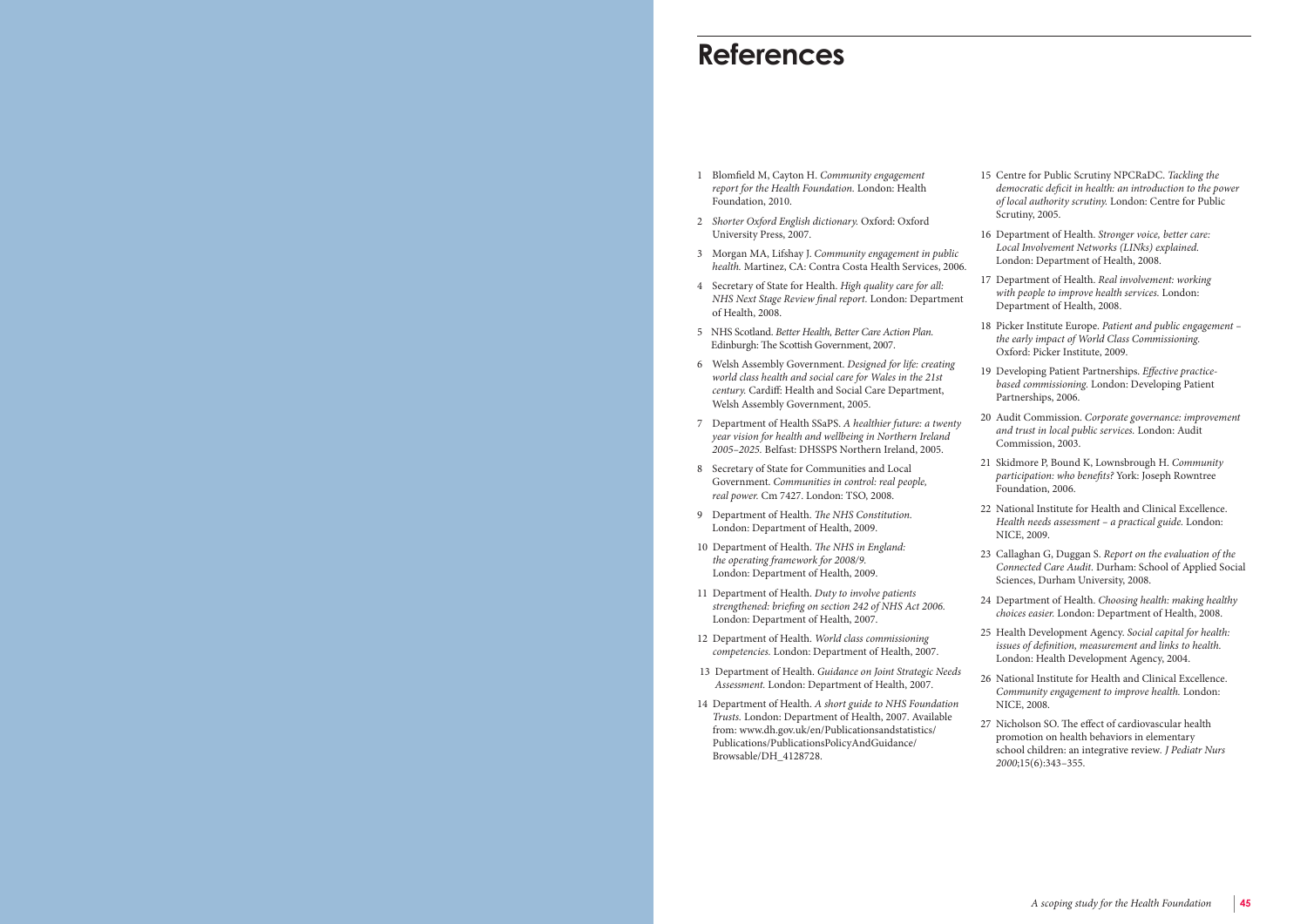# References

1. Blomfield M, Cayton H. *Community engagement report for the Health Foundation.* London: Health Foundation, 2010.
2. *Shorter Oxford English dictionary.* Oxford: Oxford University Press, 2007.
3. Morgan MA, Lifshay J. *Community engagement in public health.* Martinez, CA: Contra Costa Health Services, 2006.
4. Secretary of State for Health. *High quality care for all: NHS Next Stage Review final report.* London: Department of Health, 2008.
5. NHS Scotland. *Better Health, Better Care Action Plan.* Edinburgh: The Scottish Government, 2007.
6. Welsh Assembly Government. *Designed for life: creating world class health and social care for Wales in the 21st century.* Cardiff: Health and Social Care Department, Welsh Assembly Government, 2005.
7. Department of Health SSaPS. *A healthier future: a twenty year vision for health and wellbeing in Northern Ireland 2005–2025.* Belfast: DHSSPS Northern Ireland, 2005.
8. Secretary of State for Communities and Local Government. *Communities in control: real people, real power.* Cm 7427. London: TSO, 2008.
9. Department of Health. *The NHS Constitution.* London: Department of Health, 2009.
10. Department of Health. *The NHS in England: the operating framework for 2008/9.* London: Department of Health, 2009.
11. Department of Health. *Duty to involve patients strengthened: briefing on section 242 of NHS Act 2006.* London: Department of Health, 2007.
12. Department of Health. *World class commissioning competencies.* London: Department of Health, 2007.
13. Department of Health. *Guidance on Joint Strategic Needs Assessment.* London: Department of Health, 2007.
14. Department of Health. *A short guide to NHS Foundation Trusts.* London: Department of Health, 2007. Available from: www.dh.gov.uk/en/Publicationsandstatistics/Publications/PublicationsPolicyAndGuidance/Browsable/DH_4128728.
15. Centre for Public Scrutiny NPCRaDC. *Tackling the democratic deficit in health: an introduction to the power of local authority scrutiny.* London: Centre for Public Scrutiny, 2005.
16. Department of Health. *Stronger voice, better care: Local Involvement Networks (LINks) explained.* London: Department of Health, 2008.
17. Department of Health. *Real involvement: working with people to improve health services.* London: Department of Health, 2008.
18. Picker Institute Europe. *Patient and public engagement – the early impact of World Class Commissioning.* Oxford: Picker Institute, 2009.
19. Developing Patient Partnerships. *Effective practice-based commissioning.* London: Developing Patient Partnerships, 2006.
20. Audit Commission. *Corporate governance: improvement and trust in local public services.* London: Audit Commission, 2003.
21. Skidmore P, Bound K, Lownsbrough H. *Community participation: who benefits?* York: Joseph Rowntree Foundation, 2006.
22. National Institute for Health and Clinical Excellence. *Health needs assessment – a practical guide.* London: NICE, 2009.
23. Callaghan G, Duggan S. *Report on the evaluation of the Connected Care Audit.* Durham: School of Applied Social Sciences, Durham University, 2008.
24. Department of Health. *Choosing health: making healthy choices easier.* London: Department of Health, 2008.
25. Health Development Agency. *Social capital for health: issues of definition, measurement and links to health.* London: Health Development Agency, 2004.
26. National Institute for Health and Clinical Excellence. *Community engagement to improve health.* London: NICE, 2008.
27. Nicholson SO. The effect of cardiovascular health promotion on health behaviors in elementary school children: an integrative review. *J Pediatr Nurs 2000*;15(6):343–355.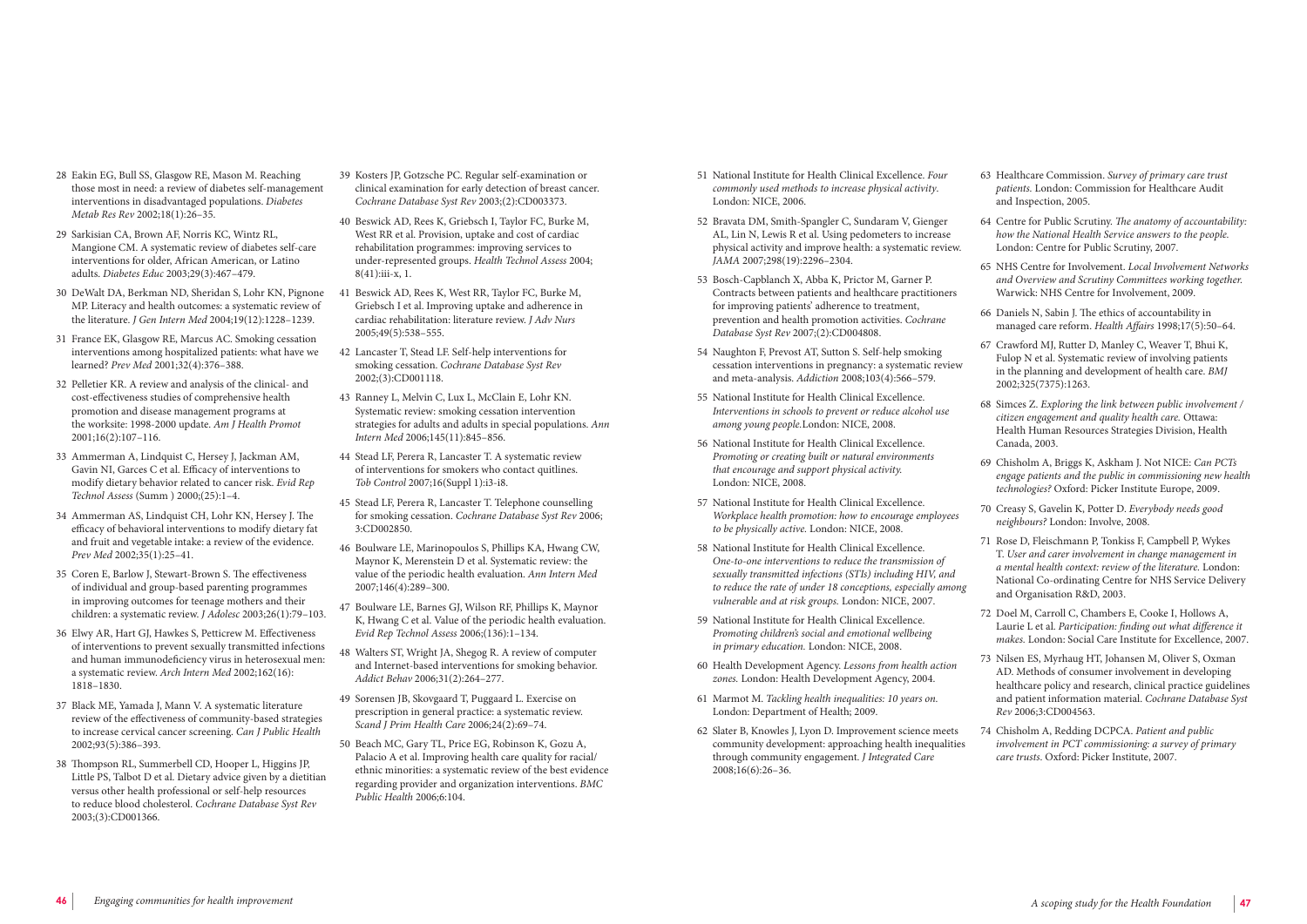28 Eakin EG, Bull SS, Glasgow RE, Mason M. Reaching those most in need: a review of diabetes self-management interventions in disadvantaged populations. *Diabetes Metab Res Rev* 2002;18(1):26–35.

29 Sarkisian CA, Brown AF, Norris KC, Wintz RL, Mangione CM. A systematic review of diabetes self-care interventions for older, African American, or Latino adults. *Diabetes Educ* 2003;29(3):467–479.

30 DeWalt DA, Berkman ND, Sheridan S, Lohr KN, Pignone MP. Literacy and health outcomes: a systematic review of the literature. *J Gen Intern Med* 2004;19(12):1228–1239.

31 France EK, Glasgow RE, Marcus AC. Smoking cessation interventions among hospitalized patients: what have we learned? *Prev Med* 2001;32(4):376–388.

32 Pelletier KR. A review and analysis of the clinical- and cost-effectiveness studies of comprehensive health promotion and disease management programs at the worksite: 1998-2000 update. *Am J Health Promot* 2001;16(2):107–116.

33 Ammerman A, Lindquist C, Hersey J, Jackman AM, Gavin NI, Garces C et al. Efficacy of interventions to modify dietary behavior related to cancer risk. *Evid Rep Technol Assess* (Summ ) 2000;(25):1–4.

34 Ammerman AS, Lindquist CH, Lohr KN, Hersey J. The efficacy of behavioral interventions to modify dietary fat and fruit and vegetable intake: a review of the evidence. *Prev Med* 2002;35(1):25–41.

35 Coren E, Barlow J, Stewart-Brown S. The effectiveness of individual and group-based parenting programmes in improving outcomes for teenage mothers and their children: a systematic review. *J Adolesc* 2003;26(1):79–103.

36 Elwy AR, Hart GJ, Hawkes S, Petticrew M. Effectiveness of interventions to prevent sexually transmitted infections and human immunodeficiency virus in heterosexual men: a systematic review. *Arch Intern Med* 2002;162(16): 1818–1830.

37 Black ME, Yamada J, Mann V. A systematic literature review of the effectiveness of community-based strategies to increase cervical cancer screening. *Can J Public Health* 2002;93(5):386–393.

38 Thompson RL, Summerbell CD, Hooper L, Higgins JP, Little PS, Talbot D et al. Dietary advice given by a dietitian versus other health professional or self-help resources to reduce blood cholesterol. *Cochrane Database Syst Rev* 2003;(3):CD001366.

39 Kosters JP, Gotzsche PC. Regular self-examination or clinical examination for early detection of breast cancer. *Cochrane Database Syst Rev* 2003;(2):CD003373.

40 Beswick AD, Rees K, Griebsch I, Taylor FC, Burke M, West RR et al. Provision, uptake and cost of cardiac rehabilitation programmes: improving services to under-represented groups. *Health Technol Assess* 2004; 8(41):iii-x, 1.

41 Beswick AD, Rees K, West RR, Taylor FC, Burke M, Griebsch I et al. Improving uptake and adherence in cardiac rehabilitation: literature review. *J Adv Nurs* 2005;49(5):538–555.

42 Lancaster T, Stead LF. Self-help interventions for smoking cessation. *Cochrane Database Syst Rev* 2002;(3):CD001118.

43 Ranney L, Melvin C, Lux L, McClain E, Lohr KN. Systematic review: smoking cessation intervention strategies for adults and adults in special populations. *Ann Intern Med* 2006;145(11):845–856.

44 Stead LF, Perera R, Lancaster T. A systematic review of interventions for smokers who contact quitlines. *Tob Control* 2007;16(Suppl 1):i3-i8.

45 Stead LF, Perera R, Lancaster T. Telephone counselling for smoking cessation. *Cochrane Database Syst Rev* 2006; 3:CD002850.

46 Boulware LE, Marinopoulos S, Phillips KA, Hwang CW, Maynor K, Merenstein D et al. Systematic review: the value of the periodic health evaluation. *Ann Intern Med* 2007;146(4):289–300.

47 Boulware LE, Barnes GJ, Wilson RF, Phillips K, Maynor K, Hwang C et al. Value of the periodic health evaluation. *Evid Rep Technol Assess* 2006;(136):1–134.

48 Walters ST, Wright JA, Shegog R. A review of computer and Internet-based interventions for smoking behavior. *Addict Behav* 2006;31(2):264–277.

49 Sorensen JB, Skovgaard T, Puggaard L. Exercise on prescription in general practice: a systematic review. *Scand J Prim Health Care* 2006;24(2):69–74.

50 Beach MC, Gary TL, Price EG, Robinson K, Gozu A, Palacio A et al. Improving health care quality for racial/ethnic minorities: a systematic review of the best evidence regarding provider and organization interventions. *BMC Public Health* 2006;6:104.

51 National Institute for Health Clinical Excellence. *Four commonly used methods to increase physical activity*. London: NICE, 2006.

52 Bravata DM, Smith-Spangler C, Sundaram V, Gienger AL, Lin N, Lewis R et al. Using pedometers to increase physical activity and improve health: a systematic review. *JAMA* 2007;298(19):2296–2304.

53 Bosch-Capblanch X, Abba K, Prictor M, Garner P. Contracts between patients and healthcare practitioners for improving patients' adherence to treatment, prevention and health promotion activities. *Cochrane Database Syst Rev* 2007;(2):CD004808.

54 Naughton F, Prevost AT, Sutton S. Self-help smoking cessation interventions in pregnancy: a systematic review and meta-analysis. *Addiction* 2008;103(4):566–579.

55 National Institute for Health Clinical Excellence. *Interventions in schools to prevent or reduce alcohol use among young people.*London: NICE, 2008.

56 National Institute for Health Clinical Excellence. *Promoting or creating built or natural environments that encourage and support physical activity.* London: NICE, 2008.

57 National Institute for Health Clinical Excellence. *Workplace health promotion: how to encourage employees to be physically active.* London: NICE, 2008.

58 National Institute for Health Clinical Excellence. *One-to-one interventions to reduce the transmission of sexually transmitted infections (STIs) including HIV, and to reduce the rate of under 18 conceptions, especially among vulnerable and at risk groups.* London: NICE, 2007.

59 National Institute for Health Clinical Excellence. *Promoting children's social and emotional wellbeing in primary education.* London: NICE, 2008.

60 Health Development Agency. *Lessons from health action zones.* London: Health Development Agency, 2004.

61 Marmot M. *Tackling health inequalities: 10 years on.* London: Department of Health; 2009.

62 Slater B, Knowles J, Lyon D. Improvement science meets community development: approaching health inequalities through community engagement. *J Integrated Care* 2008;16(6):26–36.

63 Healthcare Commission. *Survey of primary care trust patients.* London: Commission for Healthcare Audit and Inspection, 2005.

64 Centre for Public Scrutiny. *The anatomy of accountability: how the National Health Service answers to the people.* London: Centre for Public Scrutiny, 2007.

65 NHS Centre for Involvement. *Local Involvement Networks and Overview and Scrutiny Committees working together.* Warwick: NHS Centre for Involvement, 2009.

66 Daniels N, Sabin J. The ethics of accountability in managed care reform. *Health Affairs* 1998;17(5):50–64.

67 Crawford MJ, Rutter D, Manley C, Weaver T, Bhui K, Fulop N et al. Systematic review of involving patients in the planning and development of health care. *BMJ* 2002;325(7375):1263.

68 Simces Z. *Exploring the link between public involvement / citizen engagement and quality health care.* Ottawa: Health Human Resources Strategies Division, Health Canada, 2003.

69 Chisholm A, Briggs K, Askham J. Not NICE: *Can PCTs engage patients and the public in commissioning new health technologies?* Oxford: Picker Institute Europe, 2009.

70 Creasy S, Gavelin K, Potter D. *Everybody needs good neighbours?* London: Involve, 2008.

71 Rose D, Fleischmann P, Tonkiss F, Campbell P, Wykes T. *User and carer involvement in change management in a mental health context: review of the literature.* London: National Co-ordinating Centre for NHS Service Delivery and Organisation R&D, 2003.

72 Doel M, Carroll C, Chambers E, Cooke I, Hollows A, Laurie L et al. *Participation: finding out what difference it makes.* London: Social Care Institute for Excellence, 2007.

73 Nilsen ES, Myrhaug HT, Johansen M, Oliver S, Oxman AD. Methods of consumer involvement in developing healthcare policy and research, clinical practice guidelines and patient information material. *Cochrane Database Syst Rev* 2006;3:CD004563.

74 Chisholm A, Redding DCPCA. *Patient and public involvement in PCT commissioning: a survey of primary care trusts.* Oxford: Picker Institute, 2007.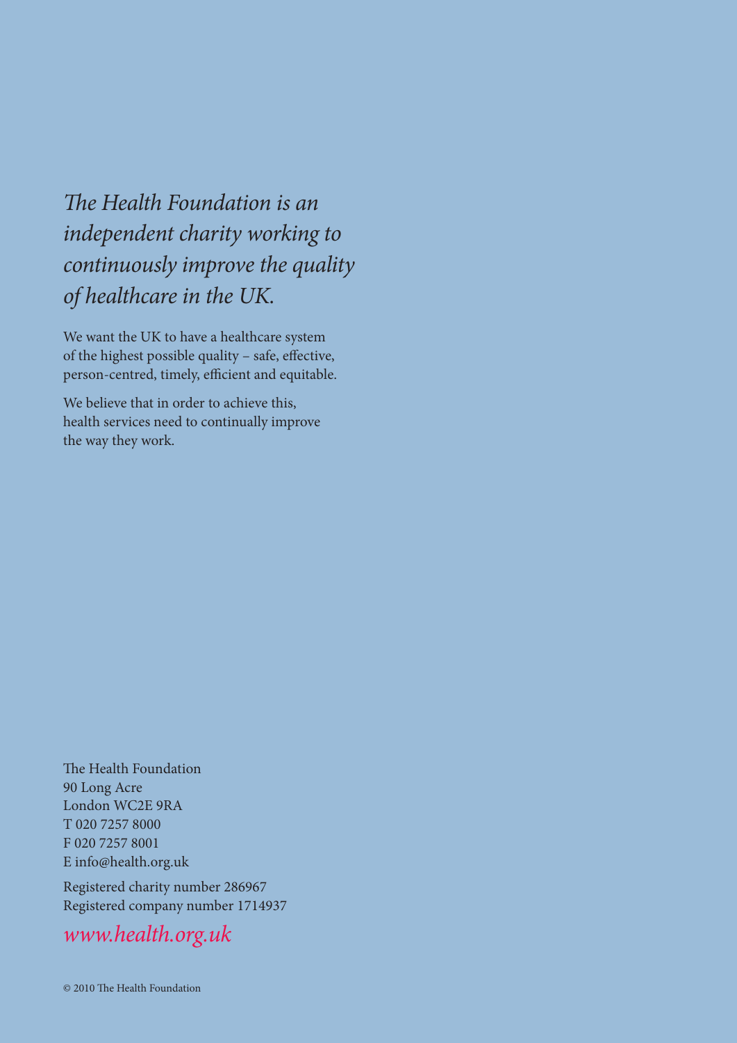*The Health Foundation is an independent charity working to continuously improve the quality of healthcare in the UK.*

We want the UK to have a healthcare system of the highest possible quality – safe, effective, person-centred, timely, efficient and equitable.

We believe that in order to achieve this, health services need to continually improve the way they work.

The Health Foundation
90 Long Acre
London WC2E 9RA
T 020 7257 8000
F 020 7257 8001
E info@health.org.uk

Registered charity number 286967
Registered company number 1714937

*www.health.org.uk*

© 2010 The Health Foundation